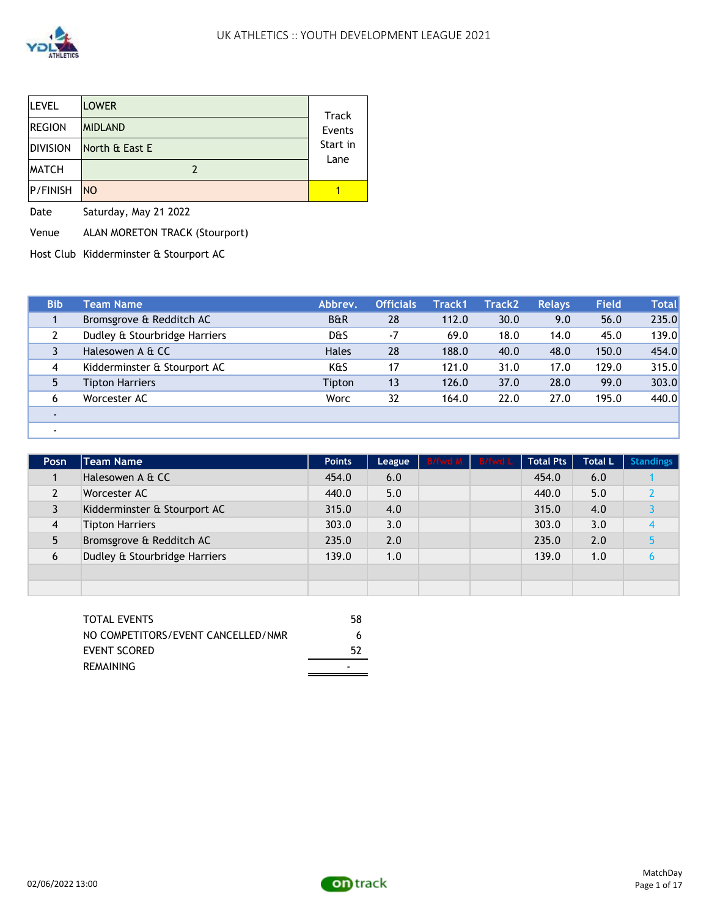# UK ATHLETICS :: YOUTH DEVELOPMENT LEAGUE 2021

| LEVEL | LOWER | Track Events Start in Lane |
|---|---|---|
| REGION | MIDLAND | |
| DIVISION | North & East E | |
| MATCH | 2 | |
| P/FINISH | NO | 1 |

Date: Saturday, May 21 2022

Venue: ALAN MORETON TRACK (Stourport)

Host Club: Kidderminster & Stourport AC

| Bib | Team Name | Abbrev. | Officials | Track1 | Track2 | Relays | Field | Total |
|---|---|---|---|---|---|---|---|---|
| 1 | Bromsgrove & Redditch AC | B&R | 28 | 112.0 | 30.0 | 9.0 | 56.0 | 235.0 |
| 2 | Dudley & Stourbridge Harriers | D&S | -7 | 69.0 | 18.0 | 14.0 | 45.0 | 139.0 |
| 3 | Halesowen A & CC | Hales | 28 | 188.0 | 40.0 | 48.0 | 150.0 | 454.0 |
| 4 | Kidderminster & Stourport AC | K&S | 17 | 121.0 | 31.0 | 17.0 | 129.0 | 315.0 |
| 5 | Tipton Harriers | Tipton | 13 | 126.0 | 37.0 | 28.0 | 99.0 | 303.0 |
| 6 | Worcester AC | Worc | 32 | 164.0 | 22.0 | 27.0 | 195.0 | 440.0 |
| - | | | | | | | | |
| - | | | | | | | | |

| Posn | Team Name | Points | League | B/fwd M | B/fwd L | Total Pts | Total L | Standings |
|---|---|---|---|---|---|---|---|---|
| 1 | Halesowen A & CC | 454.0 | 6.0 | | | 454.0 | 6.0 | 1 |
| 2 | Worcester AC | 440.0 | 5.0 | | | 440.0 | 5.0 | 2 |
| 3 | Kidderminster & Stourport AC | 315.0 | 4.0 | | | 315.0 | 4.0 | 3 |
| 4 | Tipton Harriers | 303.0 | 3.0 | | | 303.0 | 3.0 | 4 |
| 5 | Bromsgrove & Redditch AC | 235.0 | 2.0 | | | 235.0 | 2.0 | 5 |
| 6 | Dudley & Stourbridge Harriers | 139.0 | 1.0 | | | 139.0 | 1.0 | 6 |
| | | | | | | | | |
| | | | | | | | | |

| | |
|---|---|
| TOTAL EVENTS | 58 |
| NO COMPETITORS/EVENT CANCELLED/NMR | 6 |
| EVENT SCORED | 52 |
| REMAINING | - |

02/06/2022 13:00

MatchDay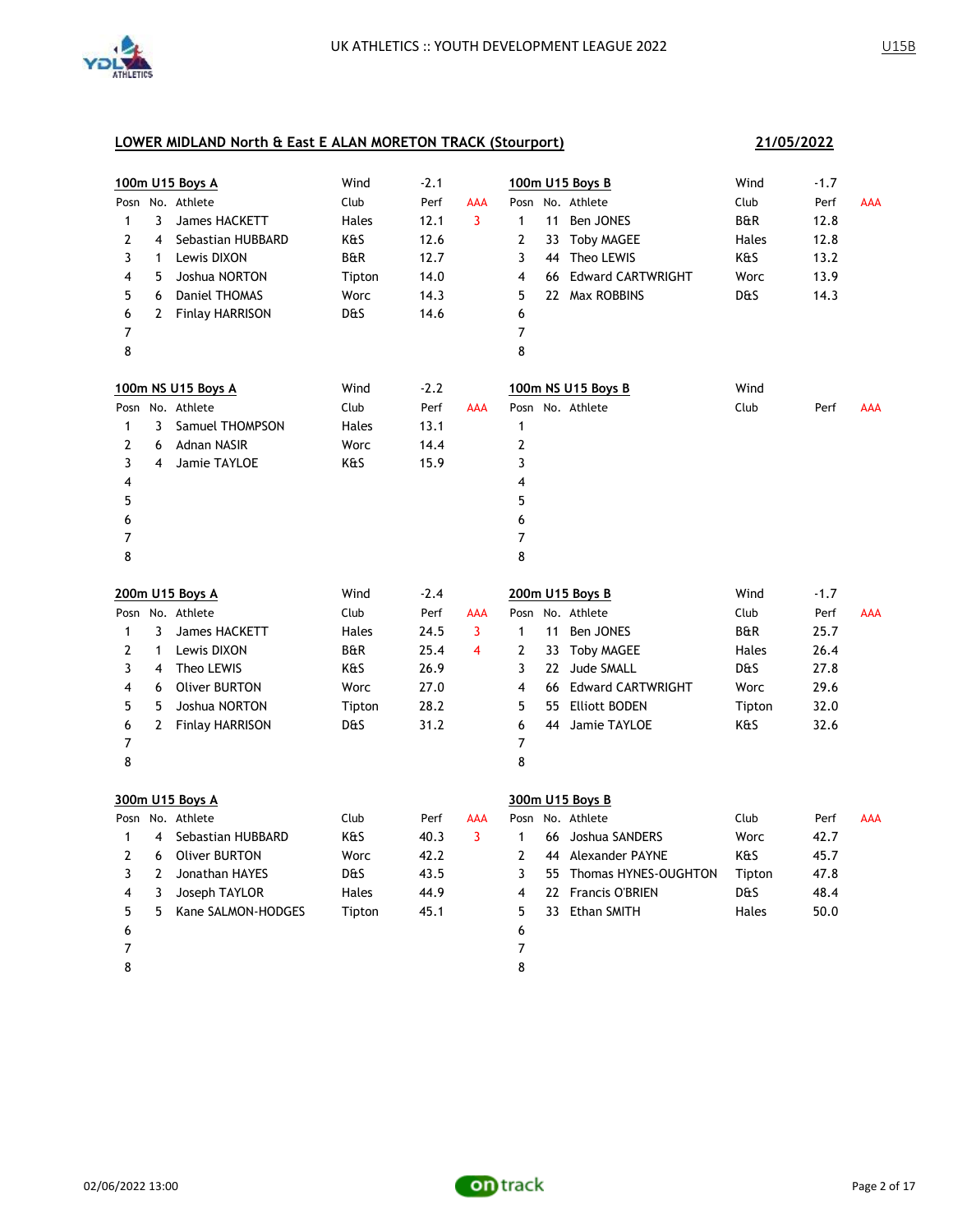## LOWER MIDLAND North & East E ALAN MORETON TRACK (Stourport)

**21/05/2022**

### 100m U15 Boys A

Wind: -2.1

| Posn | No. | Athlete | Club | Perf | AAA |
|---|---|---|---|---|---|
| 1 | 3 | James HACKETT | Hales | 12.1 | 3 |
| 2 | 4 | Sebastian HUBBARD | K&S | 12.6 | |
| 3 | 1 | Lewis DIXON | B&R | 12.7 | |
| 4 | 5 | Joshua NORTON | Tipton | 14.0 | |
| 5 | 6 | Daniel THOMAS | Worc | 14.3 | |
| 6 | 2 | Finlay HARRISON | D&S | 14.6 | |
| 7 | | | | | |
| 8 | | | | | |

### 100m U15 Boys B

Wind: -1.7

| Posn | No. | Athlete | Club | Perf | AAA |
|---|---|---|---|---|---|
| 1 | 11 | Ben JONES | B&R | 12.8 | |
| 2 | 33 | Toby MAGEE | Hales | 12.8 | |
| 3 | 44 | Theo LEWIS | K&S | 13.2 | |
| 4 | 66 | Edward CARTWRIGHT | Worc | 13.9 | |
| 5 | 22 | Max ROBBINS | D&S | 14.3 | |
| 6 | | | | | |
| 7 | | | | | |
| 8 | | | | | |

### 100m NS U15 Boys A

Wind: -2.2

| Posn | No. | Athlete | Club | Perf | AAA |
|---|---|---|---|---|---|
| 1 | 3 | Samuel THOMPSON | Hales | 13.1 | |
| 2 | 6 | Adnan NASIR | Worc | 14.4 | |
| 3 | 4 | Jamie TAYLOE | K&S | 15.9 | |
| 4 | | | | | |
| 5 | | | | | |
| 6 | | | | | |
| 7 | | | | | |
| 8 | | | | | |

### 100m NS U15 Boys B

Wind:

| Posn | No. | Athlete | Club | Perf | AAA |
|---|---|---|---|---|---|
| 1 | | | | | |
| 2 | | | | | |
| 3 | | | | | |
| 4 | | | | | |
| 5 | | | | | |
| 6 | | | | | |
| 7 | | | | | |
| 8 | | | | | |

### 200m U15 Boys A

Wind: -2.4

| Posn | No. | Athlete | Club | Perf | AAA |
|---|---|---|---|---|---|
| 1 | 3 | James HACKETT | Hales | 24.5 | 3 |
| 2 | 1 | Lewis DIXON | B&R | 25.4 | 4 |
| 3 | 4 | Theo LEWIS | K&S | 26.9 | |
| 4 | 6 | Oliver BURTON | Worc | 27.0 | |
| 5 | 5 | Joshua NORTON | Tipton | 28.2 | |
| 6 | 2 | Finlay HARRISON | D&S | 31.2 | |
| 7 | | | | | |
| 8 | | | | | |

### 200m U15 Boys B

Wind: -1.7

| Posn | No. | Athlete | Club | Perf | AAA |
|---|---|---|---|---|---|
| 1 | 11 | Ben JONES | B&R | 25.7 | |
| 2 | 33 | Toby MAGEE | Hales | 26.4 | |
| 3 | 22 | Jude SMALL | D&S | 27.8 | |
| 4 | 66 | Edward CARTWRIGHT | Worc | 29.6 | |
| 5 | 55 | Elliott BODEN | Tipton | 32.0 | |
| 6 | 44 | Jamie TAYLOE | K&S | 32.6 | |
| 7 | | | | | |
| 8 | | | | | |

### 300m U15 Boys A

| Posn | No. | Athlete | Club | Perf | AAA |
|---|---|---|---|---|---|
| 1 | 4 | Sebastian HUBBARD | K&S | 40.3 | 3 |
| 2 | 6 | Oliver BURTON | Worc | 42.2 | |
| 3 | 2 | Jonathan HAYES | D&S | 43.5 | |
| 4 | 3 | Joseph TAYLOR | Hales | 44.9 | |
| 5 | 5 | Kane SALMON-HODGES | Tipton | 45.1 | |
| 6 | | | | | |
| 7 | | | | | |
| 8 | | | | | |

### 300m U15 Boys B

| Posn | No. | Athlete | Club | Perf | AAA |
|---|---|---|---|---|---|
| 1 | 66 | Joshua SANDERS | Worc | 42.7 | |
| 2 | 44 | Alexander PAYNE | K&S | 45.7 | |
| 3 | 55 | Thomas HYNES-OUGHTON | Tipton | 47.8 | |
| 4 | 22 | Francis O'BRIEN | D&S | 48.4 | |
| 5 | 33 | Ethan SMITH | Hales | 50.0 | |
| 6 | | | | | |
| 7 | | | | | |
| 8 | | | | | |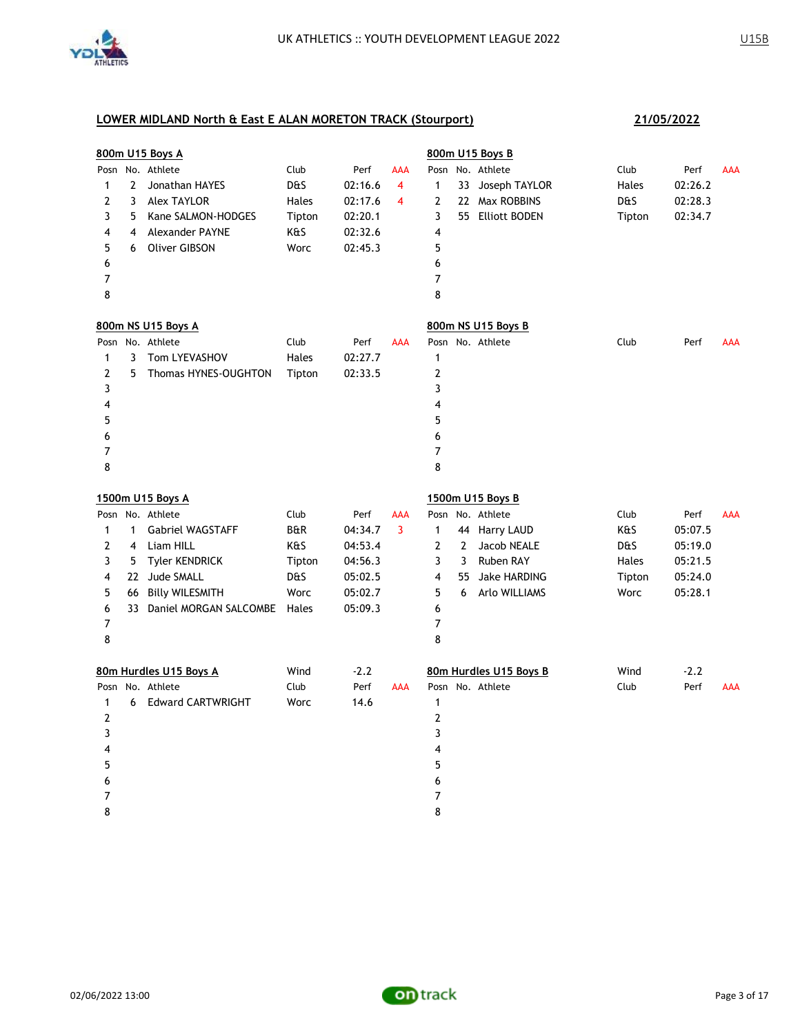UK ATHLETICS :: YOUTH DEVELOPMENT LEAGUE 2022

U15B

## LOWER MIDLAND North & East E ALAN MORETON TRACK (Stourport)

**21/05/2022**

### 800m U15 Boys A

| Posn | No. | Athlete | Club | Perf | AAA |
|---|---|---|---|---|---|
| 1 | 2 | Jonathan HAYES | D&S | 02:16.6 | 4 |
| 2 | 3 | Alex TAYLOR | Hales | 02:17.6 | 4 |
| 3 | 5 | Kane SALMON-HODGES | Tipton | 02:20.1 | |
| 4 | 4 | Alexander PAYNE | K&S | 02:32.6 | |
| 5 | 6 | Oliver GIBSON | Worc | 02:45.3 | |
| 6 | | | | | |
| 7 | | | | | |
| 8 | | | | | |

### 800m U15 Boys B

| Posn | No. | Athlete | Club | Perf | AAA |
|---|---|---|---|---|---|
| 1 | 33 | Joseph TAYLOR | Hales | 02:26.2 | |
| 2 | 22 | Max ROBBINS | D&S | 02:28.3 | |
| 3 | 55 | Elliott BODEN | Tipton | 02:34.7 | |
| 4 | | | | | |
| 5 | | | | | |
| 6 | | | | | |
| 7 | | | | | |
| 8 | | | | | |

### 800m NS U15 Boys A

| Posn | No. | Athlete | Club | Perf | AAA |
|---|---|---|---|---|---|
| 1 | 3 | Tom LYEVASHOV | Hales | 02:27.7 | |
| 2 | 5 | Thomas HYNES-OUGHTON | Tipton | 02:33.5 | |
| 3 | | | | | |
| 4 | | | | | |
| 5 | | | | | |
| 6 | | | | | |
| 7 | | | | | |
| 8 | | | | | |

### 800m NS U15 Boys B

| Posn | No. | Athlete | Club | Perf | AAA |
|---|---|---|---|---|---|
| 1 | | | | | |
| 2 | | | | | |
| 3 | | | | | |
| 4 | | | | | |
| 5 | | | | | |
| 6 | | | | | |
| 7 | | | | | |
| 8 | | | | | |

### 1500m U15 Boys A

| Posn | No. | Athlete | Club | Perf | AAA |
|---|---|---|---|---|---|
| 1 | 1 | Gabriel WAGSTAFF | B&R | 04:34.7 | 3 |
| 2 | 4 | Liam HILL | K&S | 04:53.4 | |
| 3 | 5 | Tyler KENDRICK | Tipton | 04:56.3 | |
| 4 | 22 | Jude SMALL | D&S | 05:02.5 | |
| 5 | 66 | Billy WILESMITH | Worc | 05:02.7 | |
| 6 | 33 | Daniel MORGAN SALCOMBE | Hales | 05:09.3 | |
| 7 | | | | | |
| 8 | | | | | |

### 1500m U15 Boys B

| Posn | No. | Athlete | Club | Perf | AAA |
|---|---|---|---|---|---|
| 1 | 44 | Harry LAUD | K&S | 05:07.5 | |
| 2 | 2 | Jacob NEALE | D&S | 05:19.0 | |
| 3 | 3 | Ruben RAY | Hales | 05:21.5 | |
| 4 | 55 | Jake HARDING | Tipton | 05:24.0 | |
| 5 | 6 | Arlo WILLIAMS | Worc | 05:28.1 | |
| 6 | | | | | |
| 7 | | | | | |
| 8 | | | | | |

### 80m Hurdles U15 Boys A

Wind -2.2

| Posn | No. | Athlete | Club | Perf | AAA |
|---|---|---|---|---|---|
| 1 | 6 | Edward CARTWRIGHT | Worc | 14.6 | |
| 2 | | | | | |
| 3 | | | | | |
| 4 | | | | | |
| 5 | | | | | |
| 6 | | | | | |
| 7 | | | | | |
| 8 | | | | | |

### 80m Hurdles U15 Boys B

Wind -2.2

| Posn | No. | Athlete | Club | Perf | AAA |
|---|---|---|---|---|---|
| 1 | | | | | |
| 2 | | | | | |
| 3 | | | | | |
| 4 | | | | | |
| 5 | | | | | |
| 6 | | | | | |
| 7 | | | | | |
| 8 | | | | | |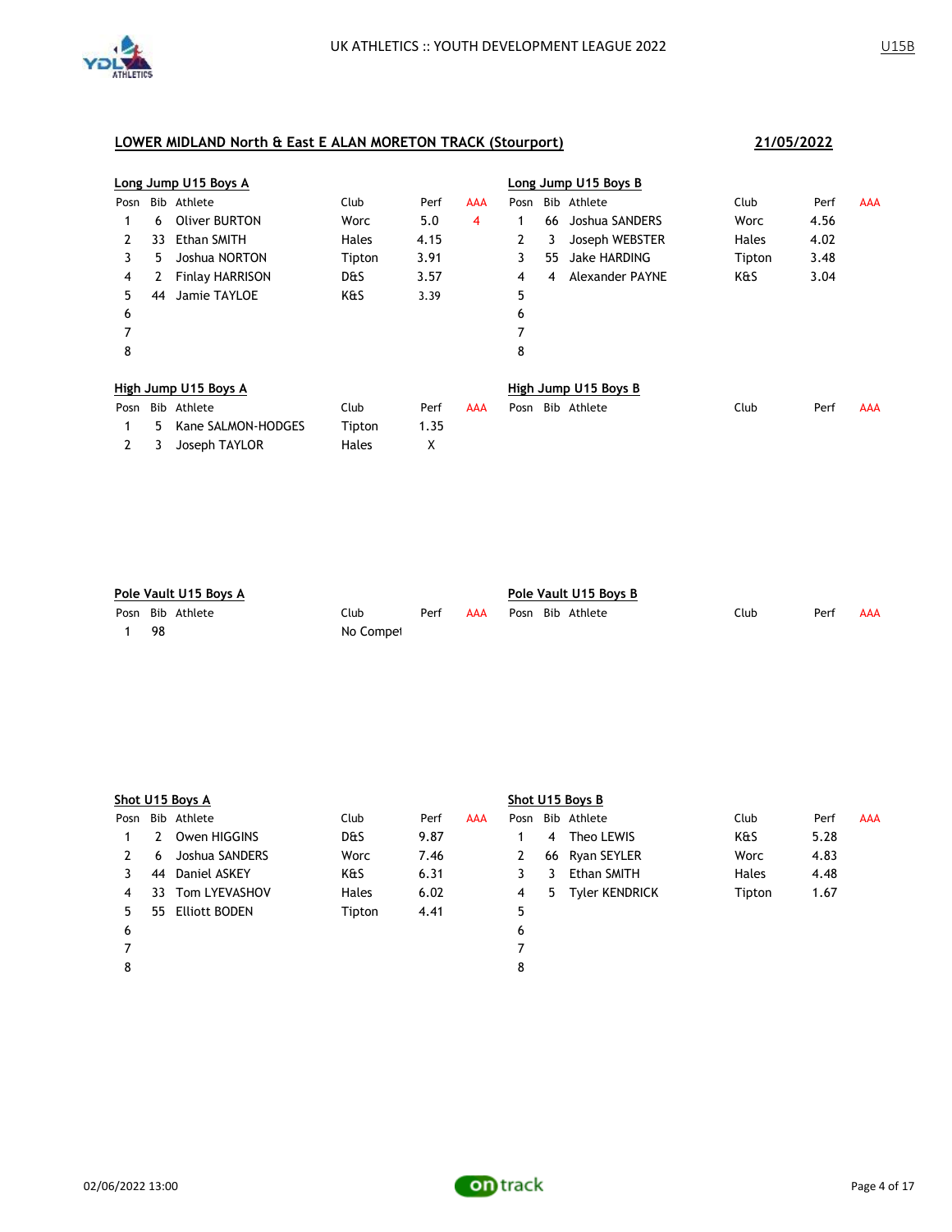## LOWER MIDLAND North & East E ALAN MORETON TRACK (Stourport)

**21/05/2022**

### Long Jump U15 Boys A

| Posn | Bib | Athlete | Club | Perf | AAA |
|---|---|---|---|---|---|
| 1 | 6 | Oliver BURTON | Worc | 5.0 | 4 |
| 2 | 33 | Ethan SMITH | Hales | 4.15 | |
| 3 | 5 | Joshua NORTON | Tipton | 3.91 | |
| 4 | 2 | Finlay HARRISON | D&S | 3.57 | |
| 5 | 44 | Jamie TAYLOE | K&S | 3.39 | |
| 6 | | | | | |
| 7 | | | | | |
| 8 | | | | | |

### Long Jump U15 Boys B

| Posn | Bib | Athlete | Club | Perf | AAA |
|---|---|---|---|---|---|
| 1 | 66 | Joshua SANDERS | Worc | 4.56 | |
| 2 | 3 | Joseph WEBSTER | Hales | 4.02 | |
| 3 | 55 | Jake HARDING | Tipton | 3.48 | |
| 4 | 4 | Alexander PAYNE | K&S | 3.04 | |
| 5 | | | | | |
| 6 | | | | | |
| 7 | | | | | |
| 8 | | | | | |

### High Jump U15 Boys A

| Posn | Bib | Athlete | Club | Perf | AAA |
|---|---|---|---|---|---|
| 1 | 5 | Kane SALMON-HODGES | Tipton | 1.35 | |
| 2 | 3 | Joseph TAYLOR | Hales | X | |

### High Jump U15 Boys B

| Posn | Bib | Athlete | Club | Perf | AAA |
|---|---|---|---|---|---|

### Pole Vault U15 Boys A

| Posn | Bib | Athlete | Club | Perf | AAA |
|---|---|---|---|---|---|
| 1 | 98 | | No Compet | | |

### Pole Vault U15 Boys B

| Posn | Bib | Athlete | Club | Perf | AAA |
|---|---|---|---|---|---|

### Shot U15 Boys A

| Posn | Bib | Athlete | Club | Perf | AAA |
|---|---|---|---|---|---|
| 1 | 2 | Owen HIGGINS | D&S | 9.87 | |
| 2 | 6 | Joshua SANDERS | Worc | 7.46 | |
| 3 | 44 | Daniel ASKEY | K&S | 6.31 | |
| 4 | 33 | Tom LYEVASHOV | Hales | 6.02 | |
| 5 | 55 | Elliott BODEN | Tipton | 4.41 | |
| 6 | | | | | |
| 7 | | | | | |
| 8 | | | | | |

### Shot U15 Boys B

| Posn | Bib | Athlete | Club | Perf | AAA |
|---|---|---|---|---|---|
| 1 | 4 | Theo LEWIS | K&S | 5.28 | |
| 2 | 66 | Ryan SEYLER | Worc | 4.83 | |
| 3 | 3 | Ethan SMITH | Hales | 4.48 | |
| 4 | 5 | Tyler KENDRICK | Tipton | 1.67 | |
| 5 | | | | | |
| 6 | | | | | |
| 7 | | | | | |
| 8 | | | | | |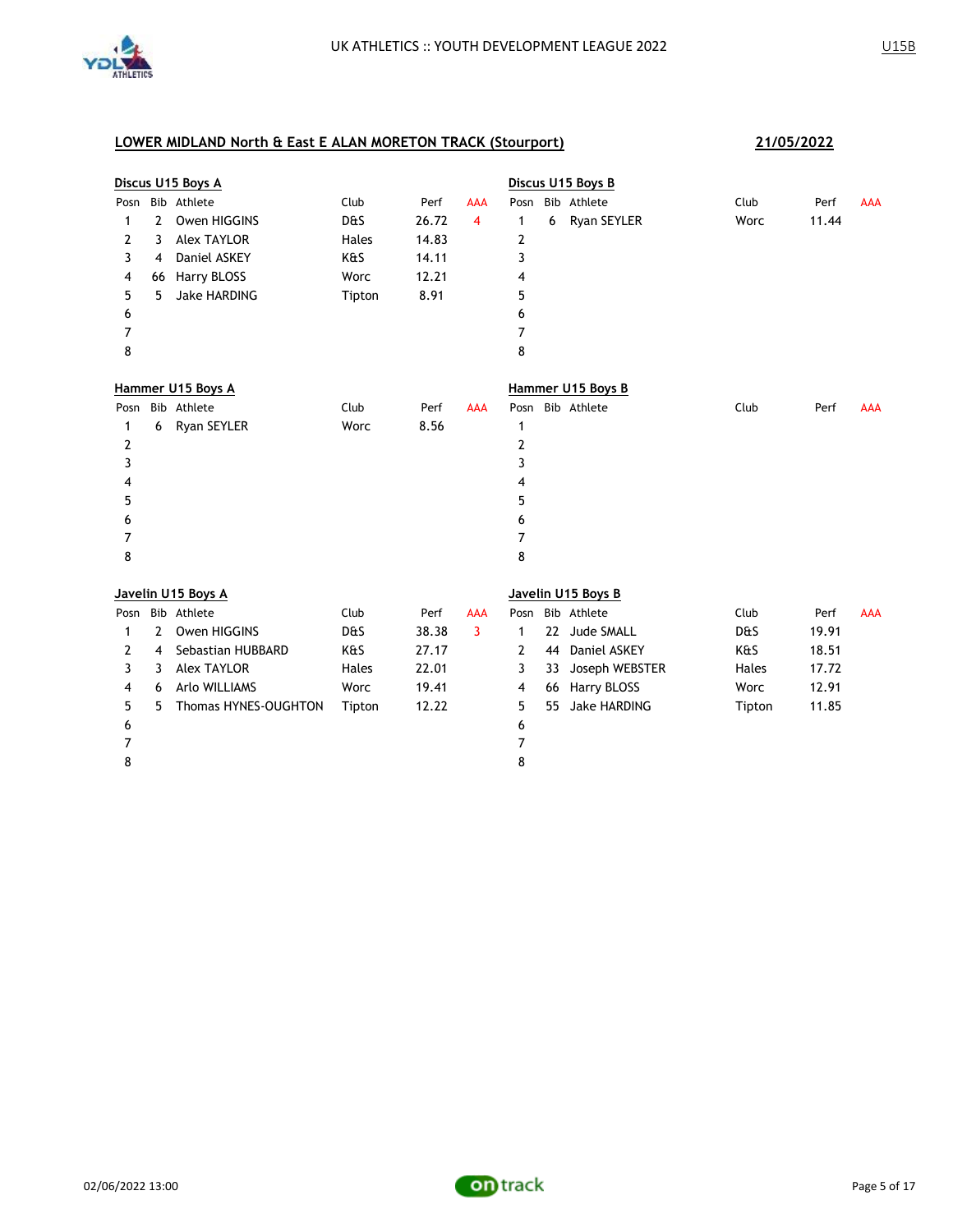UK ATHLETICS :: YOUTH DEVELOPMENT LEAGUE 2022

U15B

## LOWER MIDLAND North & East E ALAN MORETON TRACK (Stourport)

21/05/2022

### Discus U15 Boys A

| Posn | Bib | Athlete | Club | Perf | AAA |
|---|---|---|---|---|---|
| 1 | 2 | Owen HIGGINS | D&S | 26.72 | 4 |
| 2 | 3 | Alex TAYLOR | Hales | 14.83 | |
| 3 | 4 | Daniel ASKEY | K&S | 14.11 | |
| 4 | 66 | Harry BLOSS | Worc | 12.21 | |
| 5 | 5 | Jake HARDING | Tipton | 8.91 | |
| 6 | | | | | |
| 7 | | | | | |
| 8 | | | | | |

### Discus U15 Boys B

| Posn | Bib | Athlete | Club | Perf | AAA |
|---|---|---|---|---|---|
| 1 | 6 | Ryan SEYLER | Worc | 11.44 | |
| 2 | | | | | |
| 3 | | | | | |
| 4 | | | | | |
| 5 | | | | | |
| 6 | | | | | |
| 7 | | | | | |
| 8 | | | | | |

### Hammer U15 Boys A

| Posn | Bib | Athlete | Club | Perf | AAA |
|---|---|---|---|---|---|
| 1 | 6 | Ryan SEYLER | Worc | 8.56 | |
| 2 | | | | | |
| 3 | | | | | |
| 4 | | | | | |
| 5 | | | | | |
| 6 | | | | | |
| 7 | | | | | |
| 8 | | | | | |

### Hammer U15 Boys B

| Posn | Bib | Athlete | Club | Perf | AAA |
|---|---|---|---|---|---|
| 1 | | | | | |
| 2 | | | | | |
| 3 | | | | | |
| 4 | | | | | |
| 5 | | | | | |
| 6 | | | | | |
| 7 | | | | | |
| 8 | | | | | |

### Javelin U15 Boys A

| Posn | Bib | Athlete | Club | Perf | AAA |
|---|---|---|---|---|---|
| 1 | 2 | Owen HIGGINS | D&S | 38.38 | 3 |
| 2 | 4 | Sebastian HUBBARD | K&S | 27.17 | |
| 3 | 3 | Alex TAYLOR | Hales | 22.01 | |
| 4 | 6 | Arlo WILLIAMS | Worc | 19.41 | |
| 5 | 5 | Thomas HYNES-OUGHTON | Tipton | 12.22 | |
| 6 | | | | | |
| 7 | | | | | |
| 8 | | | | | |

### Javelin U15 Boys B

| Posn | Bib | Athlete | Club | Perf | AAA |
|---|---|---|---|---|---|
| 1 | 22 | Jude SMALL | D&S | 19.91 | |
| 2 | 44 | Daniel ASKEY | K&S | 18.51 | |
| 3 | 33 | Joseph WEBSTER | Hales | 17.72 | |
| 4 | 66 | Harry BLOSS | Worc | 12.91 | |
| 5 | 55 | Jake HARDING | Tipton | 11.85 | |
| 6 | | | | | |
| 7 | | | | | |
| 8 | | | | | |

02/06/2022 13:00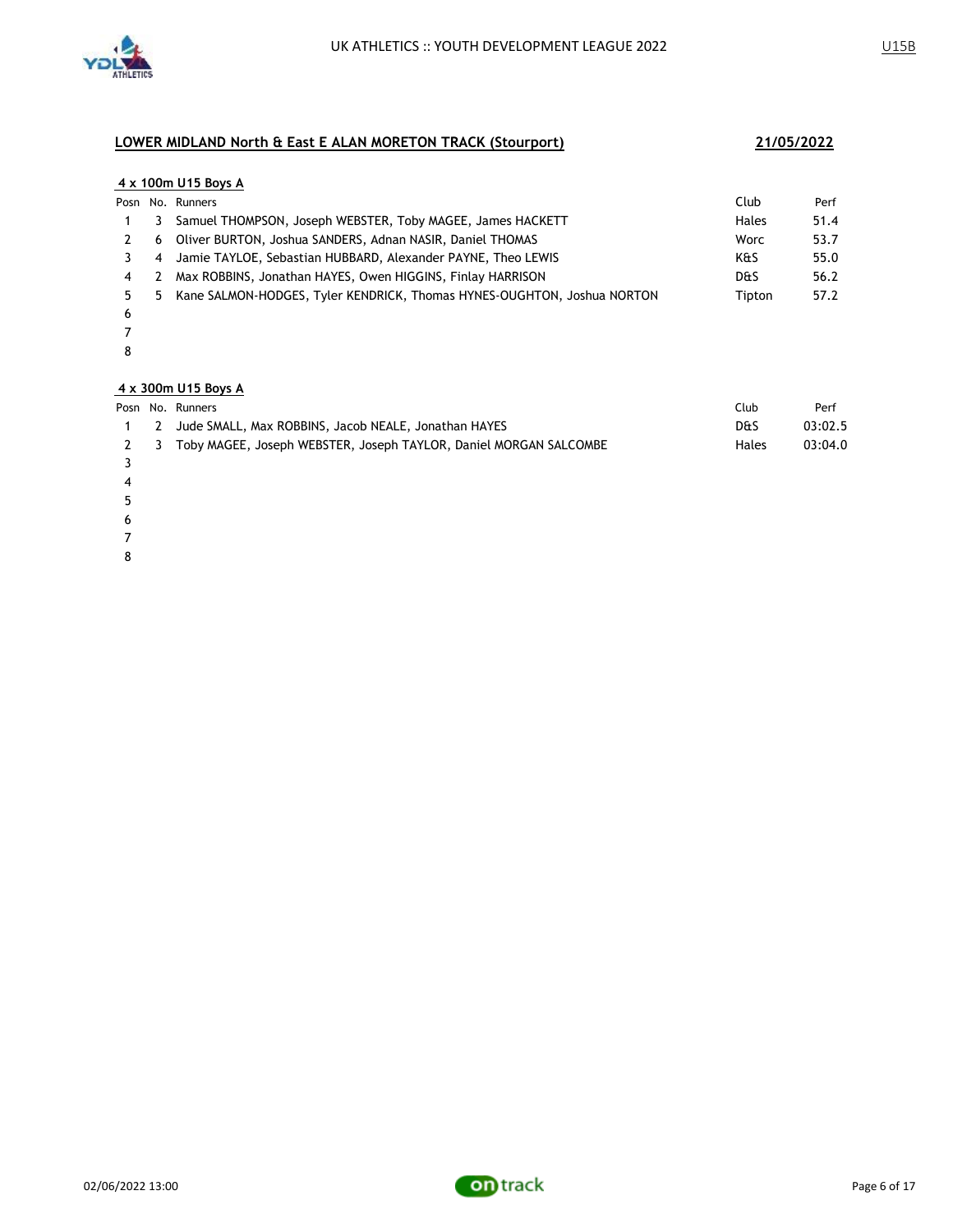## LOWER MIDLAND North & East E ALAN MORETON TRACK (Stourport)

**21/05/2022**

### 4 x 100m U15 Boys A

| Posn | No. | Runners | Club | Perf |
|---|---|---|---|---|
| 1 | 3 | Samuel THOMPSON, Joseph WEBSTER, Toby MAGEE, James HACKETT | Hales | 51.4 |
| 2 | 6 | Oliver BURTON, Joshua SANDERS, Adnan NASIR, Daniel THOMAS | Worc | 53.7 |
| 3 | 4 | Jamie TAYLOE, Sebastian HUBBARD, Alexander PAYNE, Theo LEWIS | K&S | 55.0 |
| 4 | 2 | Max ROBBINS, Jonathan HAYES, Owen HIGGINS, Finlay HARRISON | D&S | 56.2 |
| 5 | 5 | Kane SALMON-HODGES, Tyler KENDRICK, Thomas HYNES-OUGHTON, Joshua NORTON | Tipton | 57.2 |
| 6 | | | | |
| 7 | | | | |
| 8 | | | | |

### 4 x 300m U15 Boys A

| Posn | No. | Runners | Club | Perf |
|---|---|---|---|---|
| 1 | 2 | Jude SMALL, Max ROBBINS, Jacob NEALE, Jonathan HAYES | D&S | 03:02.5 |
| 2 | 3 | Toby MAGEE, Joseph WEBSTER, Joseph TAYLOR, Daniel MORGAN SALCOMBE | Hales | 03:04.0 |
| 3 | | | | |
| 4 | | | | |
| 5 | | | | |
| 6 | | | | |
| 7 | | | | |
| 8 | | | | |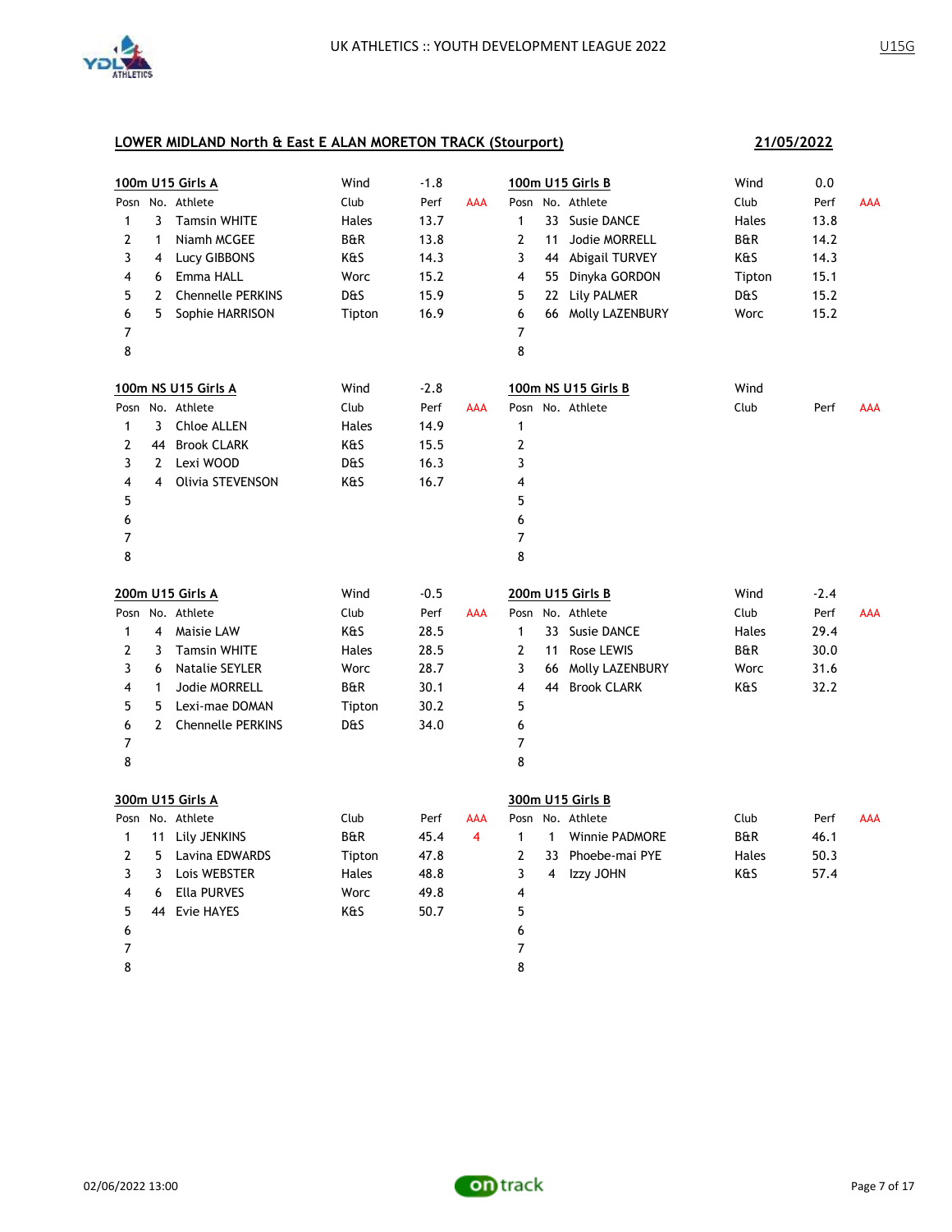## LOWER MIDLAND North & East E ALAN MORETON TRACK (Stourport)

**21/05/2022**

### 100m U15 Girls A

Wind: -1.8

| Posn | No. | Athlete | Club | Perf | AAA |
|---|---|---|---|---|---|
| 1 | 3 | Tamsin WHITE | Hales | 13.7 | |
| 2 | 1 | Niamh MCGEE | B&R | 13.8 | |
| 3 | 4 | Lucy GIBBONS | K&S | 14.3 | |
| 4 | 6 | Emma HALL | Worc | 15.2 | |
| 5 | 2 | Chennelle PERKINS | D&S | 15.9 | |
| 6 | 5 | Sophie HARRISON | Tipton | 16.9 | |
| 7 | | | | | |
| 8 | | | | | |

### 100m U15 Girls B

Wind: 0.0

| Posn | No. | Athlete | Club | Perf | AAA |
|---|---|---|---|---|---|
| 1 | 33 | Susie DANCE | Hales | 13.8 | |
| 2 | 11 | Jodie MORRELL | B&R | 14.2 | |
| 3 | 44 | Abigail TURVEY | K&S | 14.3 | |
| 4 | 55 | Dinyka GORDON | Tipton | 15.1 | |
| 5 | 22 | Lily PALMER | D&S | 15.2 | |
| 6 | 66 | Molly LAZENBURY | Worc | 15.2 | |
| 7 | | | | | |
| 8 | | | | | |

### 100m NS U15 Girls A

Wind: -2.8

| Posn | No. | Athlete | Club | Perf | AAA |
|---|---|---|---|---|---|
| 1 | 3 | Chloe ALLEN | Hales | 14.9 | |
| 2 | 44 | Brook CLARK | K&S | 15.5 | |
| 3 | 2 | Lexi WOOD | D&S | 16.3 | |
| 4 | 4 | Olivia STEVENSON | K&S | 16.7 | |
| 5 | | | | | |
| 6 | | | | | |
| 7 | | | | | |
| 8 | | | | | |

### 100m NS U15 Girls B

Wind:

| Posn | No. | Athlete | Club | Perf | AAA |
|---|---|---|---|---|---|
| 1 | | | | | |
| 2 | | | | | |
| 3 | | | | | |
| 4 | | | | | |
| 5 | | | | | |
| 6 | | | | | |
| 7 | | | | | |
| 8 | | | | | |

### 200m U15 Girls A

Wind: -0.5

| Posn | No. | Athlete | Club | Perf | AAA |
|---|---|---|---|---|---|
| 1 | 4 | Maisie LAW | K&S | 28.5 | |
| 2 | 3 | Tamsin WHITE | Hales | 28.5 | |
| 3 | 6 | Natalie SEYLER | Worc | 28.7 | |
| 4 | 1 | Jodie MORRELL | B&R | 30.1 | |
| 5 | 5 | Lexi-mae DOMAN | Tipton | 30.2 | |
| 6 | 2 | Chennelle PERKINS | D&S | 34.0 | |
| 7 | | | | | |
| 8 | | | | | |

### 200m U15 Girls B

Wind: -2.4

| Posn | No. | Athlete | Club | Perf | AAA |
|---|---|---|---|---|---|
| 1 | 33 | Susie DANCE | Hales | 29.4 | |
| 2 | 11 | Rose LEWIS | B&R | 30.0 | |
| 3 | 66 | Molly LAZENBURY | Worc | 31.6 | |
| 4 | 44 | Brook CLARK | K&S | 32.2 | |
| 5 | | | | | |
| 6 | | | | | |
| 7 | | | | | |
| 8 | | | | | |

### 300m U15 Girls A

| Posn | No. | Athlete | Club | Perf | AAA |
|---|---|---|---|---|---|
| 1 | 11 | Lily JENKINS | B&R | 45.4 | 4 |
| 2 | 5 | Lavina EDWARDS | Tipton | 47.8 | |
| 3 | 3 | Lois WEBSTER | Hales | 48.8 | |
| 4 | 6 | Ella PURVES | Worc | 49.8 | |
| 5 | 44 | Evie HAYES | K&S | 50.7 | |
| 6 | | | | | |
| 7 | | | | | |
| 8 | | | | | |

### 300m U15 Girls B

| Posn | No. | Athlete | Club | Perf | AAA |
|---|---|---|---|---|---|
| 1 | 1 | Winnie PADMORE | B&R | 46.1 | |
| 2 | 33 | Phoebe-mai PYE | Hales | 50.3 | |
| 3 | 4 | Izzy JOHN | K&S | 57.4 | |
| 4 | | | | | |
| 5 | | | | | |
| 6 | | | | | |
| 7 | | | | | |
| 8 | | | | | |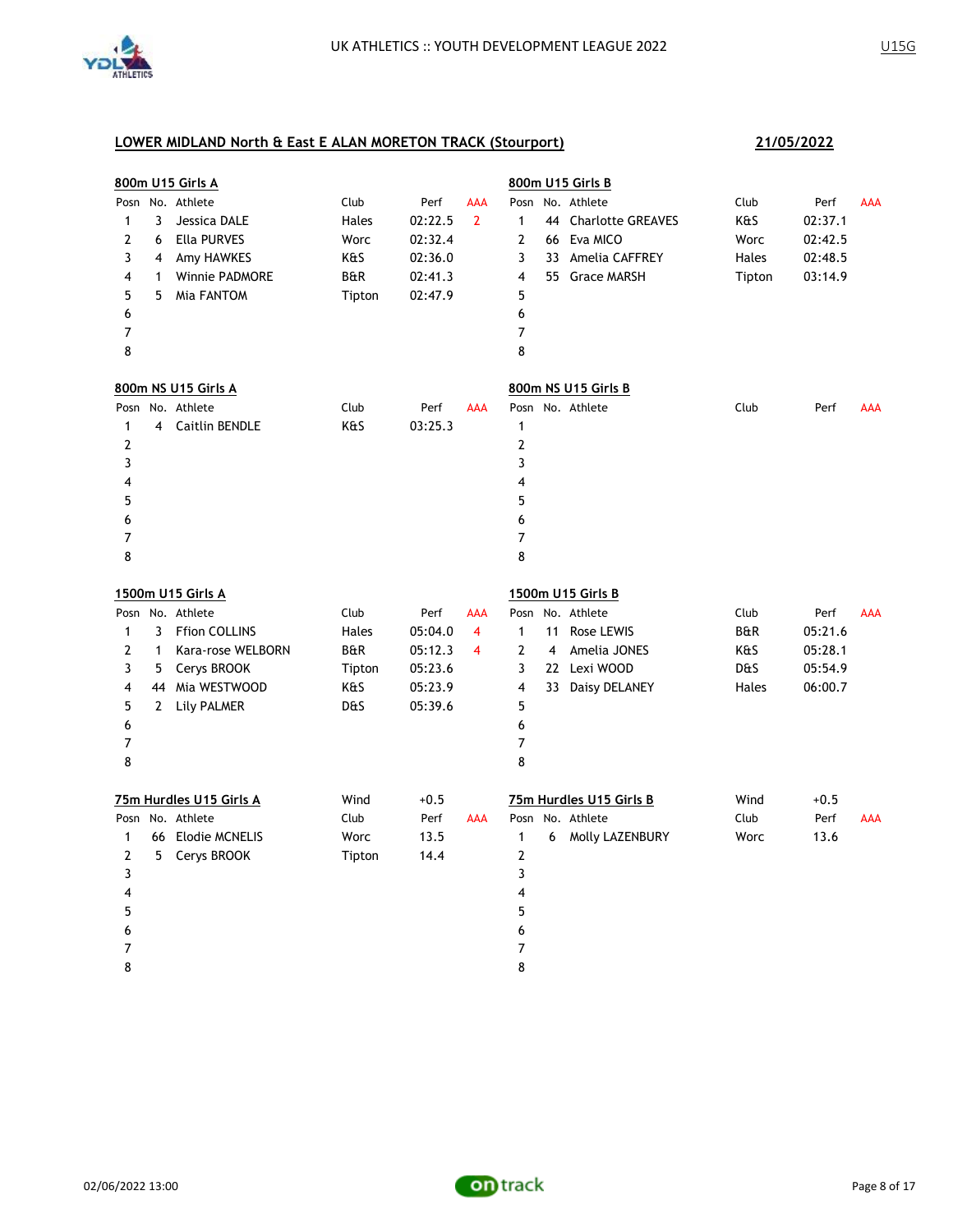## LOWER MIDLAND North & East E ALAN MORETON TRACK (Stourport)

**21/05/2022**

### 800m U15 Girls A

| Posn | No. | Athlete | Club | Perf | AAA |
|---|---|---|---|---|---|
| 1 | 3 | Jessica DALE | Hales | 02:22.5 | 2 |
| 2 | 6 | Ella PURVES | Worc | 02:32.4 | |
| 3 | 4 | Amy HAWKES | K&S | 02:36.0 | |
| 4 | 1 | Winnie PADMORE | B&R | 02:41.3 | |
| 5 | 5 | Mia FANTOM | Tipton | 02:47.9 | |
| 6 | | | | | |
| 7 | | | | | |
| 8 | | | | | |

### 800m U15 Girls B

| Posn | No. | Athlete | Club | Perf | AAA |
|---|---|---|---|---|---|
| 1 | 44 | Charlotte GREAVES | K&S | 02:37.1 | |
| 2 | 66 | Eva MICO | Worc | 02:42.5 | |
| 3 | 33 | Amelia CAFFREY | Hales | 02:48.5 | |
| 4 | 55 | Grace MARSH | Tipton | 03:14.9 | |
| 5 | | | | | |
| 6 | | | | | |
| 7 | | | | | |
| 8 | | | | | |

### 800m NS U15 Girls A

| Posn | No. | Athlete | Club | Perf | AAA |
|---|---|---|---|---|---|
| 1 | 4 | Caitlin BENDLE | K&S | 03:25.3 | |
| 2 | | | | | |
| 3 | | | | | |
| 4 | | | | | |
| 5 | | | | | |
| 6 | | | | | |
| 7 | | | | | |
| 8 | | | | | |

### 800m NS U15 Girls B

| Posn | No. | Athlete | Club | Perf | AAA |
|---|---|---|---|---|---|
| 1 | | | | | |
| 2 | | | | | |
| 3 | | | | | |
| 4 | | | | | |
| 5 | | | | | |
| 6 | | | | | |
| 7 | | | | | |
| 8 | | | | | |

### 1500m U15 Girls A

| Posn | No. | Athlete | Club | Perf | AAA |
|---|---|---|---|---|---|
| 1 | 3 | Ffion COLLINS | Hales | 05:04.0 | 4 |
| 2 | 1 | Kara-rose WELBORN | B&R | 05:12.3 | 4 |
| 3 | 5 | Cerys BROOK | Tipton | 05:23.6 | |
| 4 | 44 | Mia WESTWOOD | K&S | 05:23.9 | |
| 5 | 2 | Lily PALMER | D&S | 05:39.6 | |
| 6 | | | | | |
| 7 | | | | | |
| 8 | | | | | |

### 1500m U15 Girls B

| Posn | No. | Athlete | Club | Perf | AAA |
|---|---|---|---|---|---|
| 1 | 11 | Rose LEWIS | B&R | 05:21.6 | |
| 2 | 4 | Amelia JONES | K&S | 05:28.1 | |
| 3 | 22 | Lexi WOOD | D&S | 05:54.9 | |
| 4 | 33 | Daisy DELANEY | Hales | 06:00.7 | |
| 5 | | | | | |
| 6 | | | | | |
| 7 | | | | | |
| 8 | | | | | |

### 75m Hurdles U15 Girls A

Wind +0.5

| Posn | No. | Athlete | Club | Perf | AAA |
|---|---|---|---|---|---|
| 1 | 66 | Elodie MCNELIS | Worc | 13.5 | |
| 2 | 5 | Cerys BROOK | Tipton | 14.4 | |
| 3 | | | | | |
| 4 | | | | | |
| 5 | | | | | |
| 6 | | | | | |
| 7 | | | | | |
| 8 | | | | | |

### 75m Hurdles U15 Girls B

Wind +0.5

| Posn | No. | Athlete | Club | Perf | AAA |
|---|---|---|---|---|---|
| 1 | 6 | Molly LAZENBURY | Worc | 13.6 | |
| 2 | | | | | |
| 3 | | | | | |
| 4 | | | | | |
| 5 | | | | | |
| 6 | | | | | |
| 7 | | | | | |
| 8 | | | | | |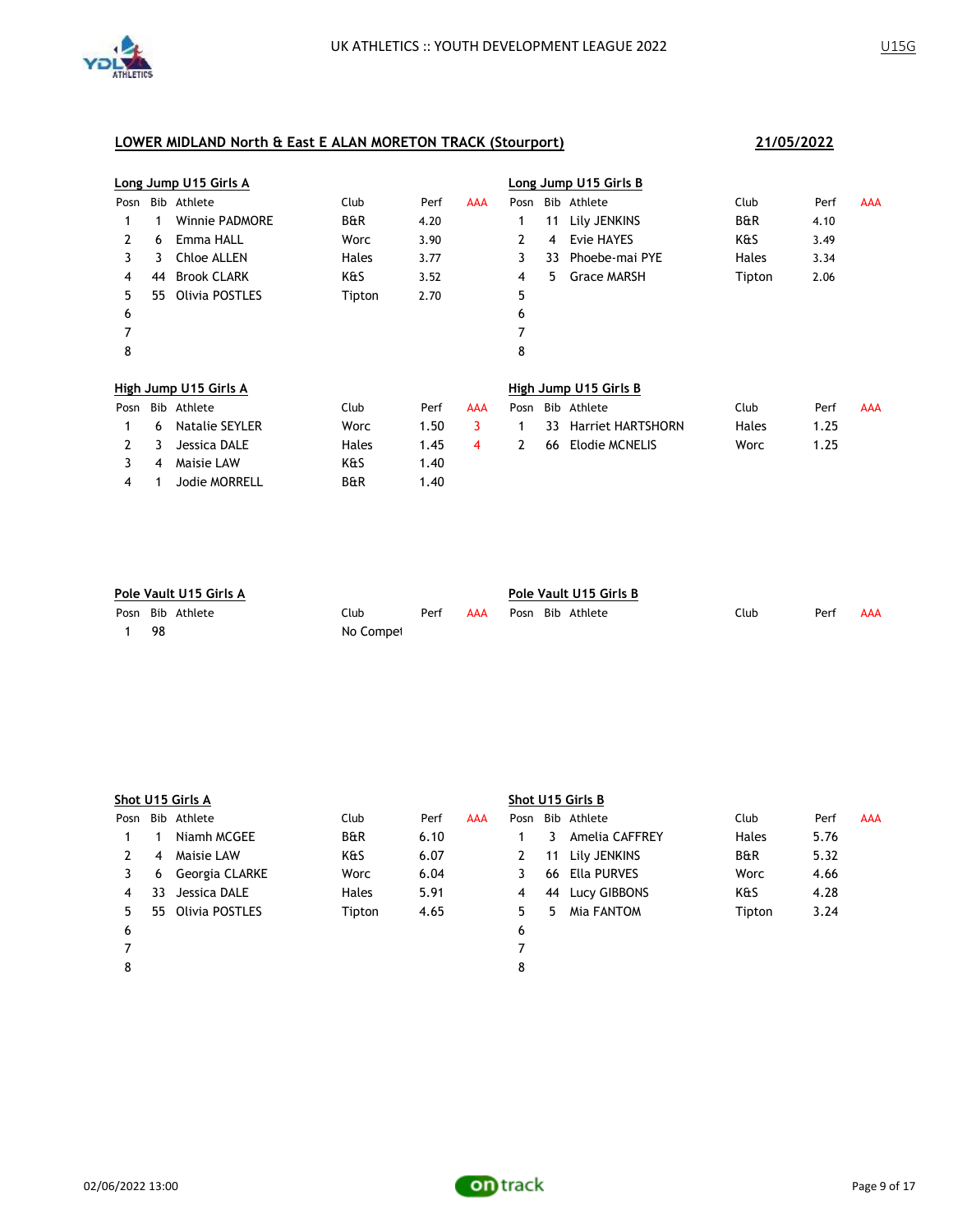## LOWER MIDLAND North & East E ALAN MORETON TRACK (Stourport)

**21/05/2022**

### Long Jump U15 Girls A

| Posn | Bib | Athlete | Club | Perf | AAA |
|---|---|---|---|---|---|
| 1 | 1 | Winnie PADMORE | B&R | 4.20 | |
| 2 | 6 | Emma HALL | Worc | 3.90 | |
| 3 | 3 | Chloe ALLEN | Hales | 3.77 | |
| 4 | 44 | Brook CLARK | K&S | 3.52 | |
| 5 | 55 | Olivia POSTLES | Tipton | 2.70 | |
| 6 | | | | | |
| 7 | | | | | |
| 8 | | | | | |

### Long Jump U15 Girls B

| Posn | Bib | Athlete | Club | Perf | AAA |
|---|---|---|---|---|---|
| 1 | 11 | Lily JENKINS | B&R | 4.10 | |
| 2 | 4 | Evie HAYES | K&S | 3.49 | |
| 3 | 33 | Phoebe-mai PYE | Hales | 3.34 | |
| 4 | 5 | Grace MARSH | Tipton | 2.06 | |
| 5 | | | | | |
| 6 | | | | | |
| 7 | | | | | |
| 8 | | | | | |

### High Jump U15 Girls A

| Posn | Bib | Athlete | Club | Perf | AAA |
|---|---|---|---|---|---|
| 1 | 6 | Natalie SEYLER | Worc | 1.50 | 3 |
| 2 | 3 | Jessica DALE | Hales | 1.45 | 4 |
| 3 | 4 | Maisie LAW | K&S | 1.40 | |
| 4 | 1 | Jodie MORRELL | B&R | 1.40 | |

### High Jump U15 Girls B

| Posn | Bib | Athlete | Club | Perf | AAA |
|---|---|---|---|---|---|
| 1 | 33 | Harriet HARTSHORN | Hales | 1.25 | |
| 2 | 66 | Elodie MCNELIS | Worc | 1.25 | |

### Pole Vault U15 Girls A

| Posn | Bib | Athlete | Club | Perf | AAA |
|---|---|---|---|---|---|
| 1 | 98 | | No Compet | | |

### Pole Vault U15 Girls B

| Posn | Bib | Athlete | Club | Perf | AAA |
|---|---|---|---|---|---|

### Shot U15 Girls A

| Posn | Bib | Athlete | Club | Perf | AAA |
|---|---|---|---|---|---|
| 1 | 1 | Niamh MCGEE | B&R | 6.10 | |
| 2 | 4 | Maisie LAW | K&S | 6.07 | |
| 3 | 6 | Georgia CLARKE | Worc | 6.04 | |
| 4 | 33 | Jessica DALE | Hales | 5.91 | |
| 5 | 55 | Olivia POSTLES | Tipton | 4.65 | |
| 6 | | | | | |
| 7 | | | | | |
| 8 | | | | | |

### Shot U15 Girls B

| Posn | Bib | Athlete | Club | Perf | AAA |
|---|---|---|---|---|---|
| 1 | 3 | Amelia CAFFREY | Hales | 5.76 | |
| 2 | 11 | Lily JENKINS | B&R | 5.32 | |
| 3 | 66 | Ella PURVES | Worc | 4.66 | |
| 4 | 44 | Lucy GIBBONS | K&S | 4.28 | |
| 5 | 5 | Mia FANTOM | Tipton | 3.24 | |
| 6 | | | | | |
| 7 | | | | | |
| 8 | | | | | |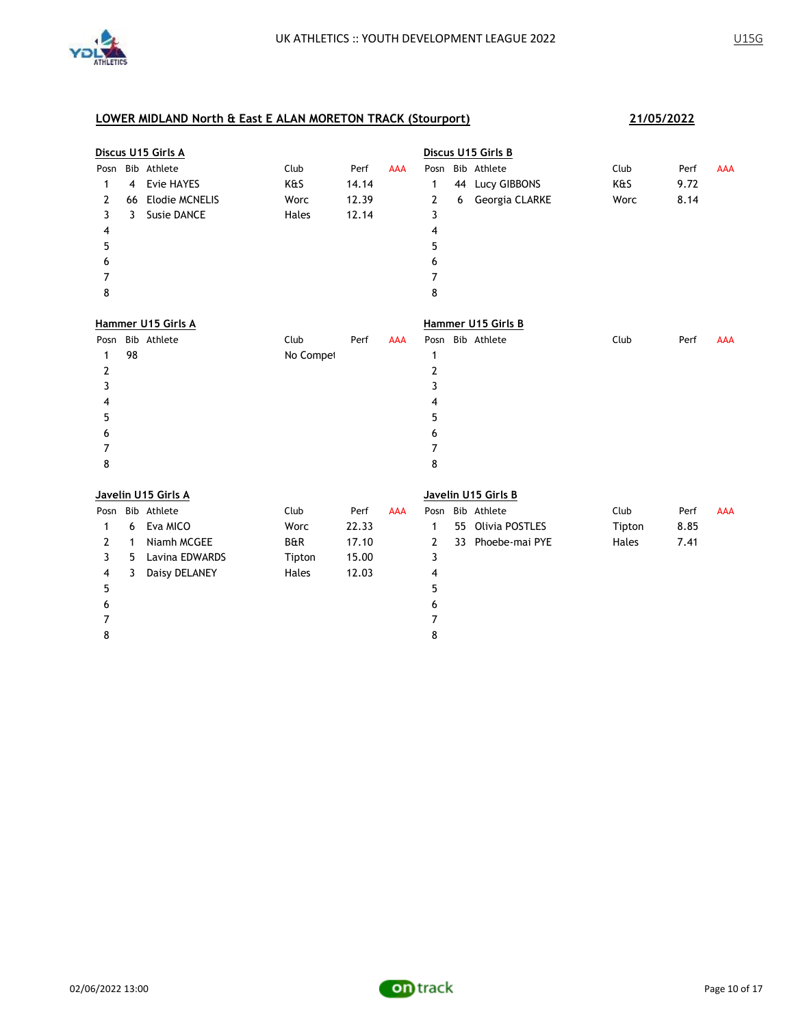## LOWER MIDLAND North & East E ALAN MORETON TRACK (Stourport)

**21/05/2022**

### Discus U15 Girls A

| Posn | Bib | Athlete | Club | Perf | AAA |
|---|---|---|---|---|---|
| 1 | 4 | Evie HAYES | K&S | 14.14 | |
| 2 | 66 | Elodie MCNELIS | Worc | 12.39 | |
| 3 | 3 | Susie DANCE | Hales | 12.14 | |
| 4 | | | | | |
| 5 | | | | | |
| 6 | | | | | |
| 7 | | | | | |
| 8 | | | | | |

### Discus U15 Girls B

| Posn | Bib | Athlete | Club | Perf | AAA |
|---|---|---|---|---|---|
| 1 | 44 | Lucy GIBBONS | K&S | 9.72 | |
| 2 | 6 | Georgia CLARKE | Worc | 8.14 | |
| 3 | | | | | |
| 4 | | | | | |
| 5 | | | | | |
| 6 | | | | | |
| 7 | | | | | |
| 8 | | | | | |

### Hammer U15 Girls A

| Posn | Bib | Athlete | Club | Perf | AAA |
|---|---|---|---|---|---|
| 1 | 98 | | No Compet | | |
| 2 | | | | | |
| 3 | | | | | |
| 4 | | | | | |
| 5 | | | | | |
| 6 | | | | | |
| 7 | | | | | |
| 8 | | | | | |

### Hammer U15 Girls B

| Posn | Bib | Athlete | Club | Perf | AAA |
|---|---|---|---|---|---|
| 1 | | | | | |
| 2 | | | | | |
| 3 | | | | | |
| 4 | | | | | |
| 5 | | | | | |
| 6 | | | | | |
| 7 | | | | | |
| 8 | | | | | |

### Javelin U15 Girls A

| Posn | Bib | Athlete | Club | Perf | AAA |
|---|---|---|---|---|---|
| 1 | 6 | Eva MICO | Worc | 22.33 | |
| 2 | 1 | Niamh MCGEE | B&R | 17.10 | |
| 3 | 5 | Lavina EDWARDS | Tipton | 15.00 | |
| 4 | 3 | Daisy DELANEY | Hales | 12.03 | |
| 5 | | | | | |
| 6 | | | | | |
| 7 | | | | | |
| 8 | | | | | |

### Javelin U15 Girls B

| Posn | Bib | Athlete | Club | Perf | AAA |
|---|---|---|---|---|---|
| 1 | 55 | Olivia POSTLES | Tipton | 8.85 | |
| 2 | 33 | Phoebe-mai PYE | Hales | 7.41 | |
| 3 | | | | | |
| 4 | | | | | |
| 5 | | | | | |
| 6 | | | | | |
| 7 | | | | | |
| 8 | | | | | |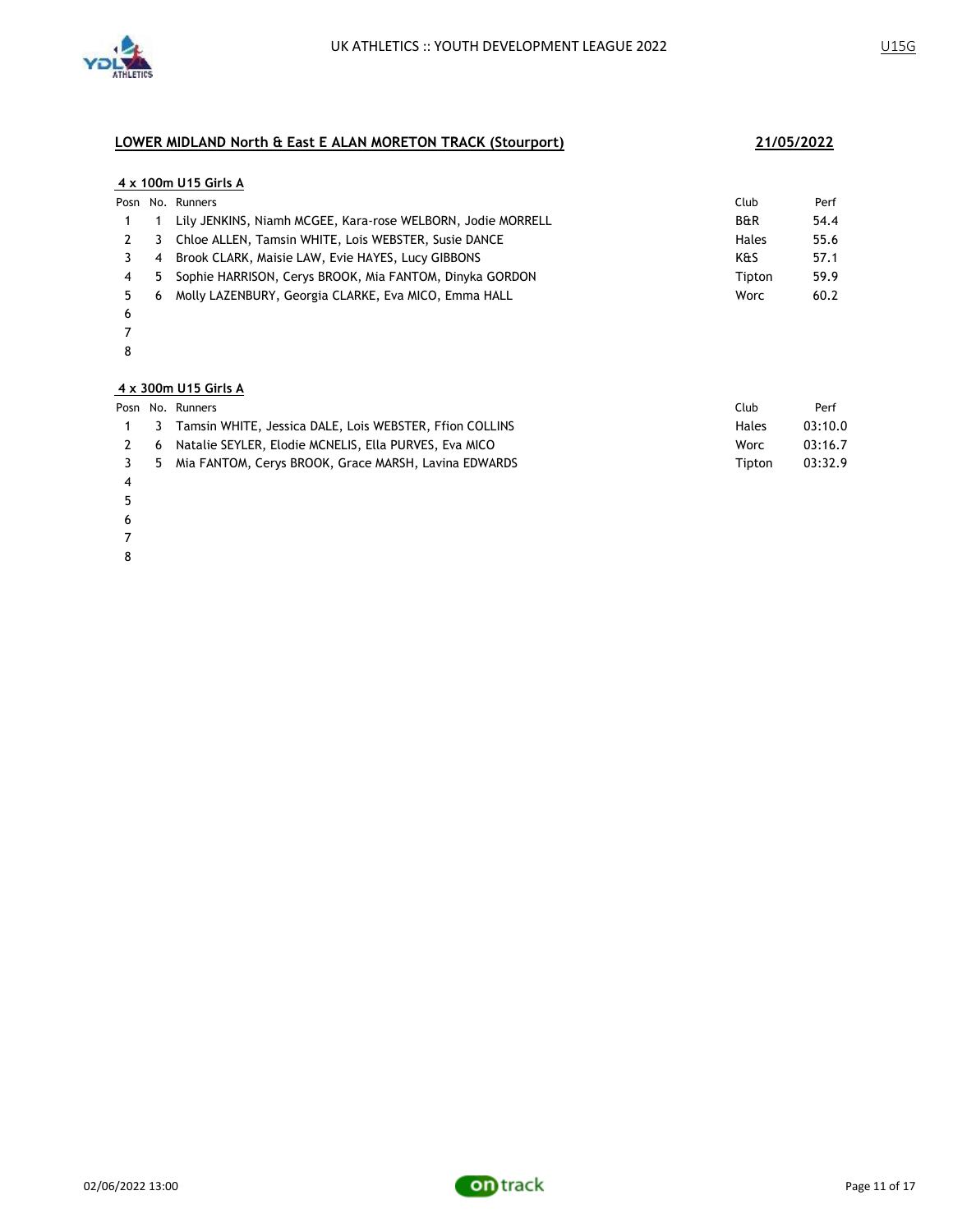## LOWER MIDLAND North & East E ALAN MORETON TRACK (Stourport)

**21/05/2022**

### 4 x 100m U15 Girls A

| Posn | No. | Runners | Club | Perf |
|---|---|---|---|---|
| 1 | 1 | Lily JENKINS, Niamh MCGEE, Kara-rose WELBORN, Jodie MORRELL | B&R | 54.4 |
| 2 | 3 | Chloe ALLEN, Tamsin WHITE, Lois WEBSTER, Susie DANCE | Hales | 55.6 |
| 3 | 4 | Brook CLARK, Maisie LAW, Evie HAYES, Lucy GIBBONS | K&S | 57.1 |
| 4 | 5 | Sophie HARRISON, Cerys BROOK, Mia FANTOM, Dinyka GORDON | Tipton | 59.9 |
| 5 | 6 | Molly LAZENBURY, Georgia CLARKE, Eva MICO, Emma HALL | Worc | 60.2 |
| 6 | | | | |
| 7 | | | | |
| 8 | | | | |

### 4 x 300m U15 Girls A

| Posn | No. | Runners | Club | Perf |
|---|---|---|---|---|
| 1 | 3 | Tamsin WHITE, Jessica DALE, Lois WEBSTER, Ffion COLLINS | Hales | 03:10.0 |
| 2 | 6 | Natalie SEYLER, Elodie MCNELIS, Ella PURVES, Eva MICO | Worc | 03:16.7 |
| 3 | 5 | Mia FANTOM, Cerys BROOK, Grace MARSH, Lavina EDWARDS | Tipton | 03:32.9 |
| 4 | | | | |
| 5 | | | | |
| 6 | | | | |
| 7 | | | | |
| 8 | | | | |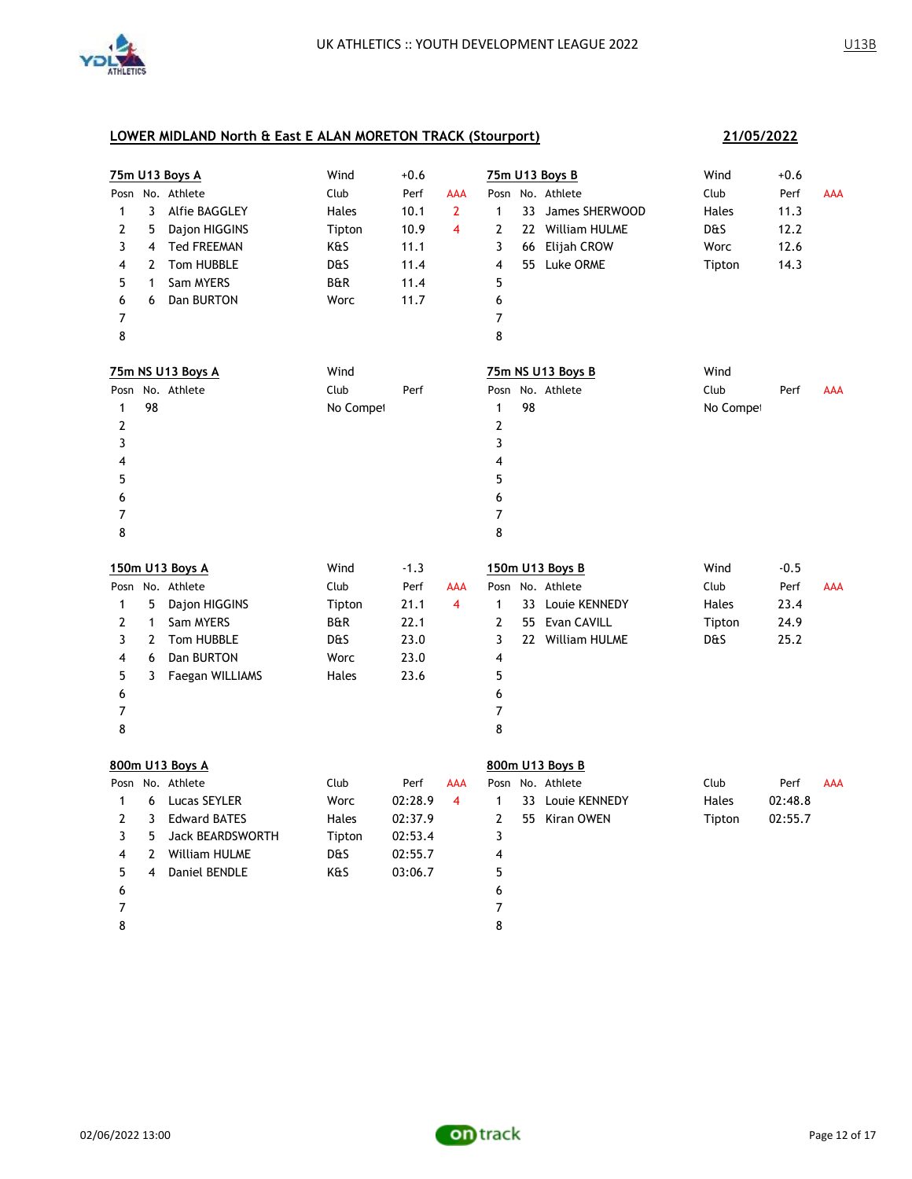## LOWER MIDLAND North & East E ALAN MORETON TRACK (Stourport)

**21/05/2022**

### 75m U13 Boys A

Wind: +0.6

| Posn | No. | Athlete | Club | Perf | AAA |
|---|---|---|---|---|---|
| 1 | 3 | Alfie BAGGLEY | Hales | 10.1 | 2 |
| 2 | 5 | Dajon HIGGINS | Tipton | 10.9 | 4 |
| 3 | 4 | Ted FREEMAN | K&S | 11.1 | |
| 4 | 2 | Tom HUBBLE | D&S | 11.4 | |
| 5 | 1 | Sam MYERS | B&R | 11.4 | |
| 6 | 6 | Dan BURTON | Worc | 11.7 | |
| 7 | | | | | |
| 8 | | | | | |

### 75m U13 Boys B

Wind: +0.6

| Posn | No. | Athlete | Club | Perf | AAA |
|---|---|---|---|---|---|
| 1 | 33 | James SHERWOOD | Hales | 11.3 | |
| 2 | 22 | William HULME | D&S | 12.2 | |
| 3 | 66 | Elijah CROW | Worc | 12.6 | |
| 4 | 55 | Luke ORME | Tipton | 14.3 | |
| 5 | | | | | |
| 6 | | | | | |
| 7 | | | | | |
| 8 | | | | | |

### 75m NS U13 Boys A

Wind:

| Posn | No. | Athlete | Club | Perf |
|---|---|---|---|---|
| 1 | 98 | | No Compet | |
| 2 | | | | |
| 3 | | | | |
| 4 | | | | |
| 5 | | | | |
| 6 | | | | |
| 7 | | | | |
| 8 | | | | |

### 75m NS U13 Boys B

Wind:

| Posn | No. | Athlete | Club | Perf | AAA |
|---|---|---|---|---|---|
| 1 | 98 | | No Compet | | |
| 2 | | | | | |
| 3 | | | | | |
| 4 | | | | | |
| 5 | | | | | |
| 6 | | | | | |
| 7 | | | | | |
| 8 | | | | | |

### 150m U13 Boys A

Wind: -1.3

| Posn | No. | Athlete | Club | Perf | AAA |
|---|---|---|---|---|---|
| 1 | 5 | Dajon HIGGINS | Tipton | 21.1 | 4 |
| 2 | 1 | Sam MYERS | B&R | 22.1 | |
| 3 | 2 | Tom HUBBLE | D&S | 23.0 | |
| 4 | 6 | Dan BURTON | Worc | 23.0 | |
| 5 | 3 | Faegan WILLIAMS | Hales | 23.6 | |
| 6 | | | | | |
| 7 | | | | | |
| 8 | | | | | |

### 150m U13 Boys B

Wind: -0.5

| Posn | No. | Athlete | Club | Perf | AAA |
|---|---|---|---|---|---|
| 1 | 33 | Louie KENNEDY | Hales | 23.4 | |
| 2 | 55 | Evan CAVILL | Tipton | 24.9 | |
| 3 | 22 | William HULME | D&S | 25.2 | |
| 4 | | | | | |
| 5 | | | | | |
| 6 | | | | | |
| 7 | | | | | |
| 8 | | | | | |

### 800m U13 Boys A

| Posn | No. | Athlete | Club | Perf | AAA |
|---|---|---|---|---|---|
| 1 | 6 | Lucas SEYLER | Worc | 02:28.9 | 4 |
| 2 | 3 | Edward BATES | Hales | 02:37.9 | |
| 3 | 5 | Jack BEARDSWORTH | Tipton | 02:53.4 | |
| 4 | 2 | William HULME | D&S | 02:55.7 | |
| 5 | 4 | Daniel BENDLE | K&S | 03:06.7 | |
| 6 | | | | | |
| 7 | | | | | |
| 8 | | | | | |

### 800m U13 Boys B

| Posn | No. | Athlete | Club | Perf | AAA |
|---|---|---|---|---|---|
| 1 | 33 | Louie KENNEDY | Hales | 02:48.8 | |
| 2 | 55 | Kiran OWEN | Tipton | 02:55.7 | |
| 3 | | | | | |
| 4 | | | | | |
| 5 | | | | | |
| 6 | | | | | |
| 7 | | | | | |
| 8 | | | | | |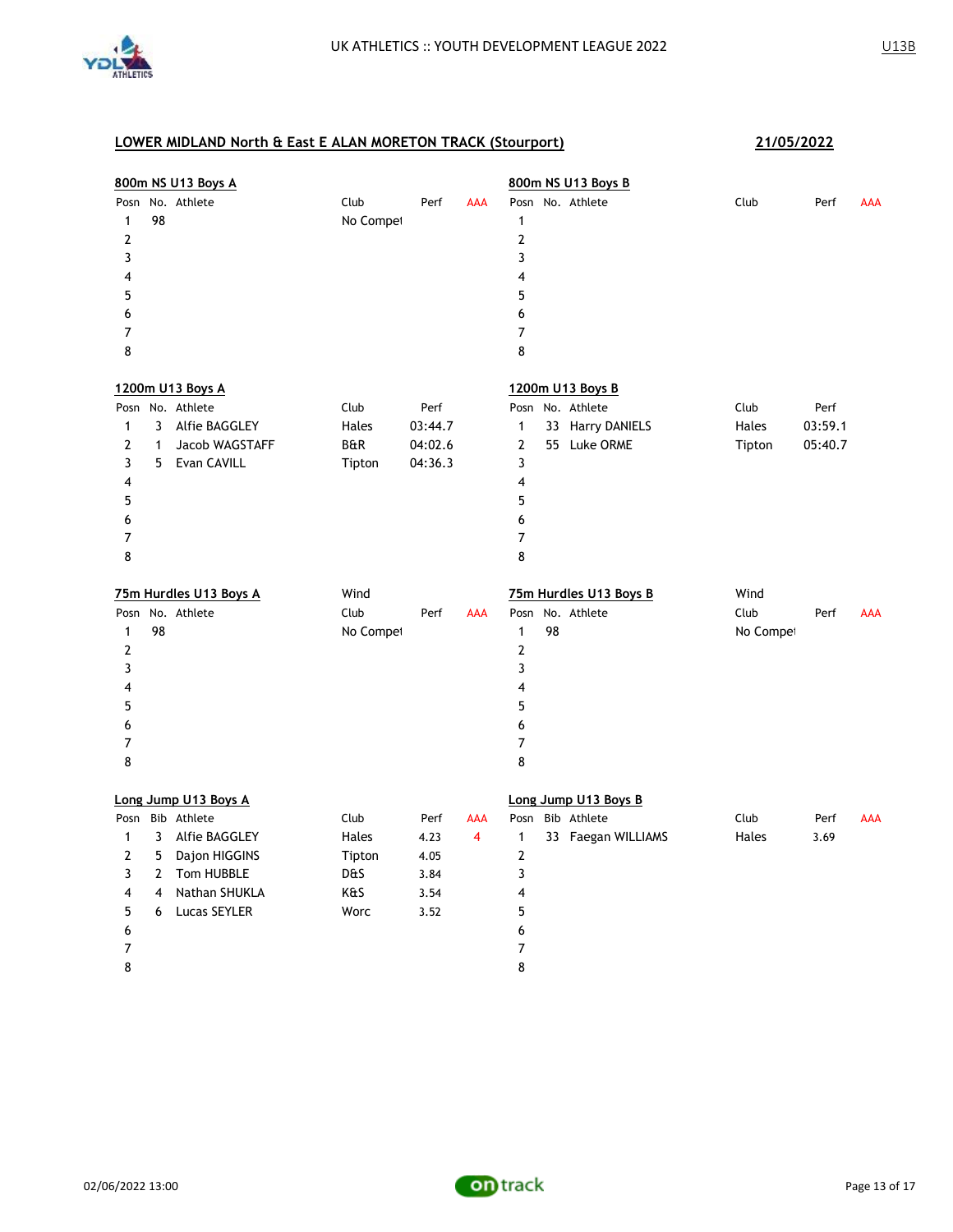UK ATHLETICS :: YOUTH DEVELOPMENT LEAGUE 2022

U13B

## LOWER MIDLAND North & East E ALAN MORETON TRACK (Stourport)

**21/05/2022**

### 800m NS U13 Boys A

| Posn | No. | Athlete | Club | Perf | AAA |
|---|---|---|---|---|---|
| 1 | 98 | | No Compet | | |
| 2 | | | | | |
| 3 | | | | | |
| 4 | | | | | |
| 5 | | | | | |
| 6 | | | | | |
| 7 | | | | | |
| 8 | | | | | |

### 800m NS U13 Boys B

| Posn | No. | Athlete | Club | Perf | AAA |
|---|---|---|---|---|---|
| 1 | | | | | |
| 2 | | | | | |
| 3 | | | | | |
| 4 | | | | | |
| 5 | | | | | |
| 6 | | | | | |
| 7 | | | | | |
| 8 | | | | | |

### 1200m U13 Boys A

| Posn | No. | Athlete | Club | Perf |
|---|---|---|---|---|
| 1 | 3 | Alfie BAGGLEY | Hales | 03:44.7 |
| 2 | 1 | Jacob WAGSTAFF | B&R | 04:02.6 |
| 3 | 5 | Evan CAVILL | Tipton | 04:36.3 |
| 4 | | | | |
| 5 | | | | |
| 6 | | | | |
| 7 | | | | |
| 8 | | | | |

### 1200m U13 Boys B

| Posn | No. | Athlete | Club | Perf |
|---|---|---|---|---|
| 1 | 33 | Harry DANIELS | Hales | 03:59.1 |
| 2 | 55 | Luke ORME | Tipton | 05:40.7 |
| 3 | | | | |
| 4 | | | | |
| 5 | | | | |
| 6 | | | | |
| 7 | | | | |
| 8 | | | | |

### 75m Hurdles U13 Boys A

Wind

| Posn | No. | Athlete | Club | Perf | AAA |
|---|---|---|---|---|---|
| 1 | 98 | | No Compet | | |
| 2 | | | | | |
| 3 | | | | | |
| 4 | | | | | |
| 5 | | | | | |
| 6 | | | | | |
| 7 | | | | | |
| 8 | | | | | |

### 75m Hurdles U13 Boys B

Wind

| Posn | No. | Athlete | Club | Perf | AAA |
|---|---|---|---|---|---|
| 1 | 98 | | No Compet | | |
| 2 | | | | | |
| 3 | | | | | |
| 4 | | | | | |
| 5 | | | | | |
| 6 | | | | | |
| 7 | | | | | |
| 8 | | | | | |

### Long Jump U13 Boys A

| Posn | Bib | Athlete | Club | Perf | AAA |
|---|---|---|---|---|---|
| 1 | 3 | Alfie BAGGLEY | Hales | 4.23 | 4 |
| 2 | 5 | Dajon HIGGINS | Tipton | 4.05 | |
| 3 | 2 | Tom HUBBLE | D&S | 3.84 | |
| 4 | 4 | Nathan SHUKLA | K&S | 3.54 | |
| 5 | 6 | Lucas SEYLER | Worc | 3.52 | |
| 6 | | | | | |
| 7 | | | | | |
| 8 | | | | | |

### Long Jump U13 Boys B

| Posn | Bib | Athlete | Club | Perf | AAA |
|---|---|---|---|---|---|
| 1 | 33 | Faegan WILLIAMS | Hales | 3.69 | |
| 2 | | | | | |
| 3 | | | | | |
| 4 | | | | | |
| 5 | | | | | |
| 6 | | | | | |
| 7 | | | | | |
| 8 | | | | | |

02/06/2022 13:00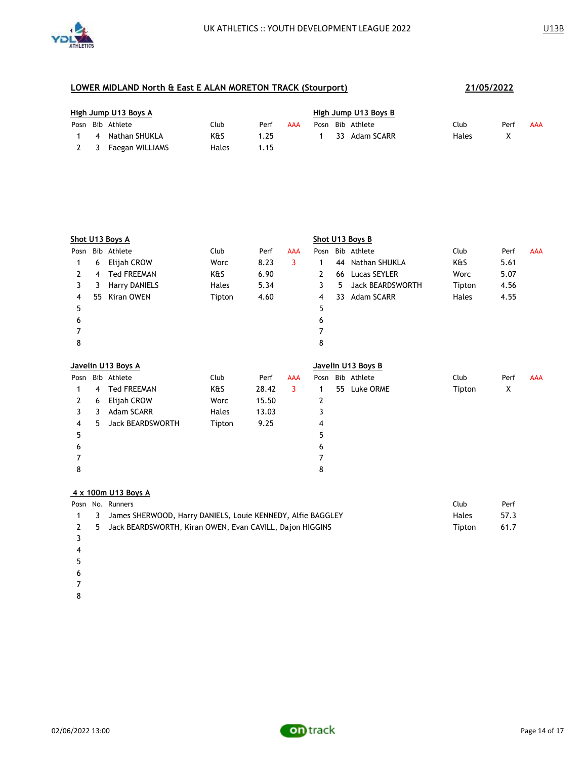## LOWER MIDLAND North & East E ALAN MORETON TRACK (Stourport) — 21/05/2022

U13B

### High Jump U13 Boys A

| Posn | Bib | Athlete | Club | Perf | AAA |
|---|---|---|---|---|---|
| 1 | 4 | Nathan SHUKLA | K&S | 1.25 | |
| 2 | 3 | Faegan WILLIAMS | Hales | 1.15 | |

### High Jump U13 Boys B

| Posn | Bib | Athlete | Club | Perf | AAA |
|---|---|---|---|---|---|
| 1 | 33 | Adam SCARR | Hales | X | |

### Shot U13 Boys A

| Posn | Bib | Athlete | Club | Perf | AAA |
|---|---|---|---|---|---|
| 1 | 6 | Elijah CROW | Worc | 8.23 | 3 |
| 2 | 4 | Ted FREEMAN | K&S | 6.90 | |
| 3 | 3 | Harry DANIELS | Hales | 5.34 | |
| 4 | 55 | Kiran OWEN | Tipton | 4.60 | |
| 5 | | | | | |
| 6 | | | | | |
| 7 | | | | | |
| 8 | | | | | |

### Shot U13 Boys B

| Posn | Bib | Athlete | Club | Perf | AAA |
|---|---|---|---|---|---|
| 1 | 44 | Nathan SHUKLA | K&S | 5.61 | |
| 2 | 66 | Lucas SEYLER | Worc | 5.07 | |
| 3 | 5 | Jack BEARDSWORTH | Tipton | 4.56 | |
| 4 | 33 | Adam SCARR | Hales | 4.55 | |
| 5 | | | | | |
| 6 | | | | | |
| 7 | | | | | |
| 8 | | | | | |

### Javelin U13 Boys A

| Posn | Bib | Athlete | Club | Perf | AAA |
|---|---|---|---|---|---|
| 1 | 4 | Ted FREEMAN | K&S | 28.42 | 3 |
| 2 | 6 | Elijah CROW | Worc | 15.50 | |
| 3 | 3 | Adam SCARR | Hales | 13.03 | |
| 4 | 5 | Jack BEARDSWORTH | Tipton | 9.25 | |
| 5 | | | | | |
| 6 | | | | | |
| 7 | | | | | |
| 8 | | | | | |

### Javelin U13 Boys B

| Posn | Bib | Athlete | Club | Perf | AAA |
|---|---|---|---|---|---|
| 1 | 55 | Luke ORME | Tipton | X | |
| 2 | | | | | |
| 3 | | | | | |
| 4 | | | | | |
| 5 | | | | | |
| 6 | | | | | |
| 7 | | | | | |
| 8 | | | | | |

### 4 x 100m U13 Boys A

| Posn | No. | Runners | Club | Perf |
|---|---|---|---|---|
| 1 | 3 | James SHERWOOD, Harry DANIELS, Louie KENNEDY, Alfie BAGGLEY | Hales | 57.3 |
| 2 | 5 | Jack BEARDSWORTH, Kiran OWEN, Evan CAVILL, Dajon HIGGINS | Tipton | 61.7 |
| 3 | | | | |
| 4 | | | | |
| 5 | | | | |
| 6 | | | | |
| 7 | | | | |
| 8 | | | | |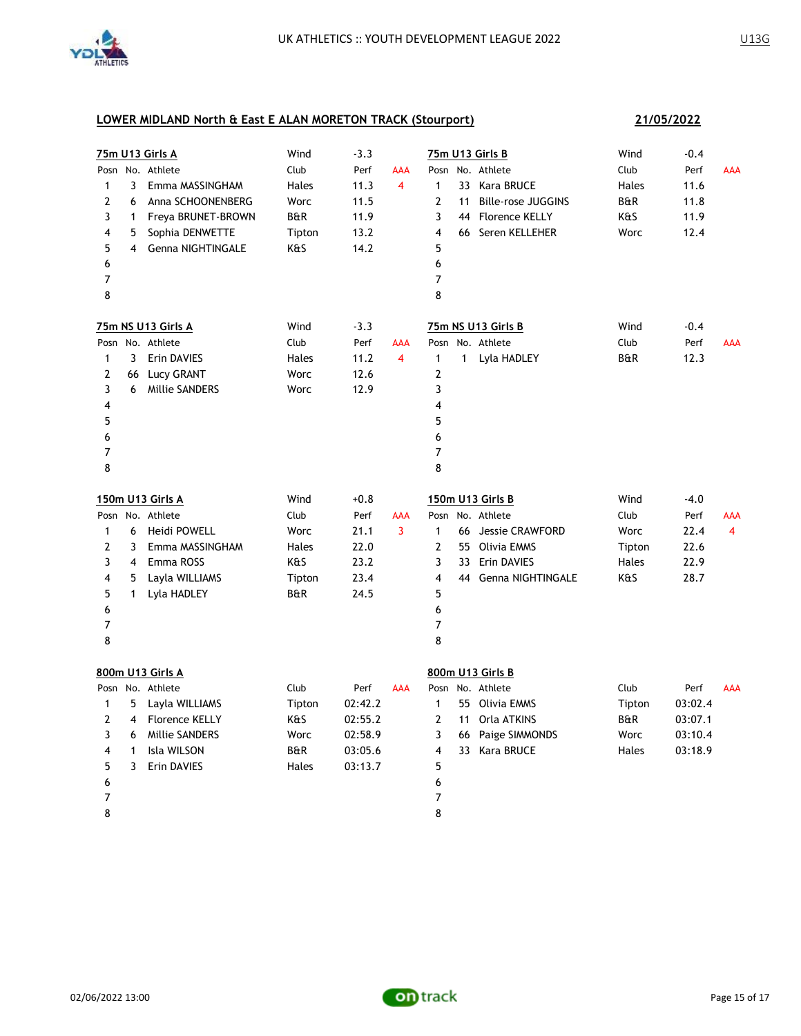UK ATHLETICS :: YOUTH DEVELOPMENT LEAGUE 2022

U13G

**LOWER MIDLAND North & East E ALAN MORETON TRACK (Stourport)** **21/05/2022**

### 75m U13 Girls A

Wind -3.3

| Posn | No. | Athlete | Club | Perf | AAA |
|---|---|---|---|---|---|
| 1 | 3 | Emma MASSINGHAM | Hales | 11.3 | 4 |
| 2 | 6 | Anna SCHOONENBERG | Worc | 11.5 | |
| 3 | 1 | Freya BRUNET-BROWN | B&R | 11.9 | |
| 4 | 5 | Sophia DENWETTE | Tipton | 13.2 | |
| 5 | 4 | Genna NIGHTINGALE | K&S | 14.2 | |
| 6 | | | | | |
| 7 | | | | | |
| 8 | | | | | |

### 75m U13 Girls B

Wind -0.4

| Posn | No. | Athlete | Club | Perf | AAA |
|---|---|---|---|---|---|
| 1 | 33 | Kara BRUCE | Hales | 11.6 | |
| 2 | 11 | Bille-rose JUGGINS | B&R | 11.8 | |
| 3 | 44 | Florence KELLY | K&S | 11.9 | |
| 4 | 66 | Seren KELLEHER | Worc | 12.4 | |
| 5 | | | | | |
| 6 | | | | | |
| 7 | | | | | |
| 8 | | | | | |

### 75m NS U13 Girls A

Wind -3.3

| Posn | No. | Athlete | Club | Perf | AAA |
|---|---|---|---|---|---|
| 1 | 3 | Erin DAVIES | Hales | 11.2 | 4 |
| 2 | 66 | Lucy GRANT | Worc | 12.6 | |
| 3 | 6 | Millie SANDERS | Worc | 12.9 | |
| 4 | | | | | |
| 5 | | | | | |
| 6 | | | | | |
| 7 | | | | | |
| 8 | | | | | |

### 75m NS U13 Girls B

Wind -0.4

| Posn | No. | Athlete | Club | Perf | AAA |
|---|---|---|---|---|---|
| 1 | 1 | Lyla HADLEY | B&R | 12.3 | |
| 2 | | | | | |
| 3 | | | | | |
| 4 | | | | | |
| 5 | | | | | |
| 6 | | | | | |
| 7 | | | | | |
| 8 | | | | | |

### 150m U13 Girls A

Wind +0.8

| Posn | No. | Athlete | Club | Perf | AAA |
|---|---|---|---|---|---|
| 1 | 6 | Heidi POWELL | Worc | 21.1 | 3 |
| 2 | 3 | Emma MASSINGHAM | Hales | 22.0 | |
| 3 | 4 | Emma ROSS | K&S | 23.2 | |
| 4 | 5 | Layla WILLIAMS | Tipton | 23.4 | |
| 5 | 1 | Lyla HADLEY | B&R | 24.5 | |
| 6 | | | | | |
| 7 | | | | | |
| 8 | | | | | |

### 150m U13 Girls B

Wind -4.0

| Posn | No. | Athlete | Club | Perf | AAA |
|---|---|---|---|---|---|
| 1 | 66 | Jessie CRAWFORD | Worc | 22.4 | 4 |
| 2 | 55 | Olivia EMMS | Tipton | 22.6 | |
| 3 | 33 | Erin DAVIES | Hales | 22.9 | |
| 4 | 44 | Genna NIGHTINGALE | K&S | 28.7 | |
| 5 | | | | | |
| 6 | | | | | |
| 7 | | | | | |
| 8 | | | | | |

### 800m U13 Girls A

| Posn | No. | Athlete | Club | Perf | AAA |
|---|---|---|---|---|---|
| 1 | 5 | Layla WILLIAMS | Tipton | 02:42.2 | |
| 2 | 4 | Florence KELLY | K&S | 02:55.2 | |
| 3 | 6 | Millie SANDERS | Worc | 02:58.9 | |
| 4 | 1 | Isla WILSON | B&R | 03:05.6 | |
| 5 | 3 | Erin DAVIES | Hales | 03:13.7 | |
| 6 | | | | | |
| 7 | | | | | |
| 8 | | | | | |

### 800m U13 Girls B

| Posn | No. | Athlete | Club | Perf | AAA |
|---|---|---|---|---|---|
| 1 | 55 | Olivia EMMS | Tipton | 03:02.4 | |
| 2 | 11 | Orla ATKINS | B&R | 03:07.1 | |
| 3 | 66 | Paige SIMMONDS | Worc | 03:10.4 | |
| 4 | 33 | Kara BRUCE | Hales | 03:18.9 | |
| 5 | | | | | |
| 6 | | | | | |
| 7 | | | | | |
| 8 | | | | | |

02/06/2022 13:00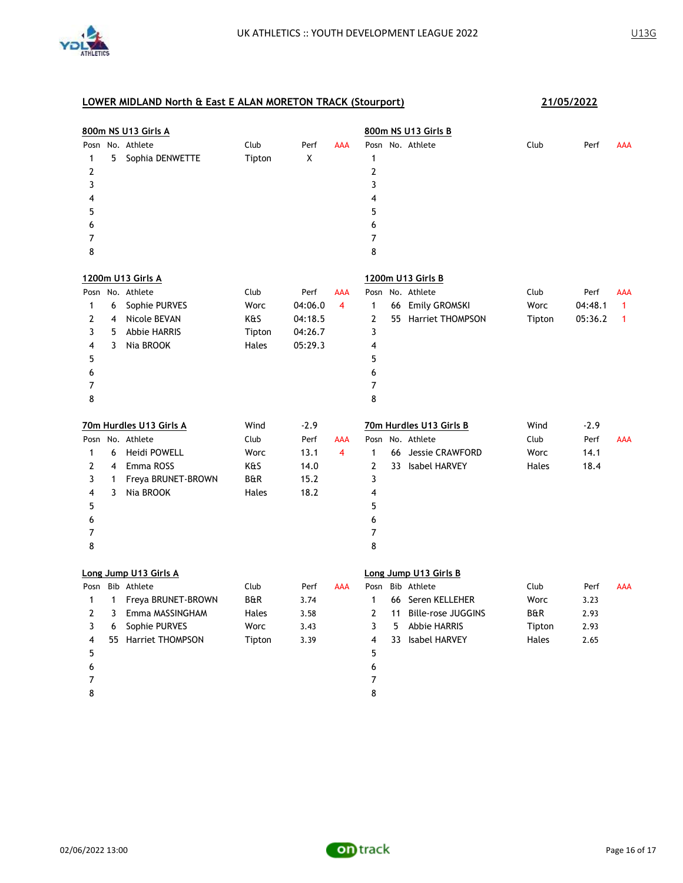## LOWER MIDLAND North & East E ALAN MORETON TRACK (Stourport) — 21/05/2022

### 800m NS U13 Girls A

| Posn | No. | Athlete | Club | Perf | AAA |
|---|---|---|---|---|---|
| 1 | 5 | Sophia DENWETTE | Tipton | X | |
| 2 | | | | | |
| 3 | | | | | |
| 4 | | | | | |
| 5 | | | | | |
| 6 | | | | | |
| 7 | | | | | |
| 8 | | | | | |

### 800m NS U13 Girls B

| Posn | No. | Athlete | Club | Perf | AAA |
|---|---|---|---|---|---|
| 1 | | | | | |
| 2 | | | | | |
| 3 | | | | | |
| 4 | | | | | |
| 5 | | | | | |
| 6 | | | | | |
| 7 | | | | | |
| 8 | | | | | |

### 1200m U13 Girls A

| Posn | No. | Athlete | Club | Perf | AAA |
|---|---|---|---|---|---|
| 1 | 6 | Sophie PURVES | Worc | 04:06.0 | 4 |
| 2 | 4 | Nicole BEVAN | K&S | 04:18.5 | |
| 3 | 5 | Abbie HARRIS | Tipton | 04:26.7 | |
| 4 | 3 | Nia BROOK | Hales | 05:29.3 | |
| 5 | | | | | |
| 6 | | | | | |
| 7 | | | | | |
| 8 | | | | | |

### 1200m U13 Girls B

| Posn | No. | Athlete | Club | Perf | AAA |
|---|---|---|---|---|---|
| 1 | 66 | Emily GROMSKI | Worc | 04:48.1 | 1 |
| 2 | 55 | Harriet THOMPSON | Tipton | 05:36.2 | 1 |
| 3 | | | | | |
| 4 | | | | | |
| 5 | | | | | |
| 6 | | | | | |
| 7 | | | | | |
| 8 | | | | | |

### 70m Hurdles U13 Girls A (Wind -2.9)

| Posn | No. | Athlete | Club | Perf | AAA |
|---|---|---|---|---|---|
| 1 | 6 | Heidi POWELL | Worc | 13.1 | 4 |
| 2 | 4 | Emma ROSS | K&S | 14.0 | |
| 3 | 1 | Freya BRUNET-BROWN | B&R | 15.2 | |
| 4 | 3 | Nia BROOK | Hales | 18.2 | |
| 5 | | | | | |
| 6 | | | | | |
| 7 | | | | | |
| 8 | | | | | |

### 70m Hurdles U13 Girls B (Wind -2.9)

| Posn | No. | Athlete | Club | Perf | AAA |
|---|---|---|---|---|---|
| 1 | 66 | Jessie CRAWFORD | Worc | 14.1 | |
| 2 | 33 | Isabel HARVEY | Hales | 18.4 | |
| 3 | | | | | |
| 4 | | | | | |
| 5 | | | | | |
| 6 | | | | | |
| 7 | | | | | |
| 8 | | | | | |

### Long Jump U13 Girls A

| Posn | Bib | Athlete | Club | Perf | AAA |
|---|---|---|---|---|---|
| 1 | 1 | Freya BRUNET-BROWN | B&R | 3.74 | |
| 2 | 3 | Emma MASSINGHAM | Hales | 3.58 | |
| 3 | 6 | Sophie PURVES | Worc | 3.43 | |
| 4 | 55 | Harriet THOMPSON | Tipton | 3.39 | |
| 5 | | | | | |
| 6 | | | | | |
| 7 | | | | | |
| 8 | | | | | |

### Long Jump U13 Girls B

| Posn | Bib | Athlete | Club | Perf | AAA |
|---|---|---|---|---|---|
| 1 | 66 | Seren KELLEHER | Worc | 3.23 | |
| 2 | 11 | Bille-rose JUGGINS | B&R | 2.93 | |
| 3 | 5 | Abbie HARRIS | Tipton | 2.93 | |
| 4 | 33 | Isabel HARVEY | Hales | 2.65 | |
| 5 | | | | | |
| 6 | | | | | |
| 7 | | | | | |
| 8 | | | | | |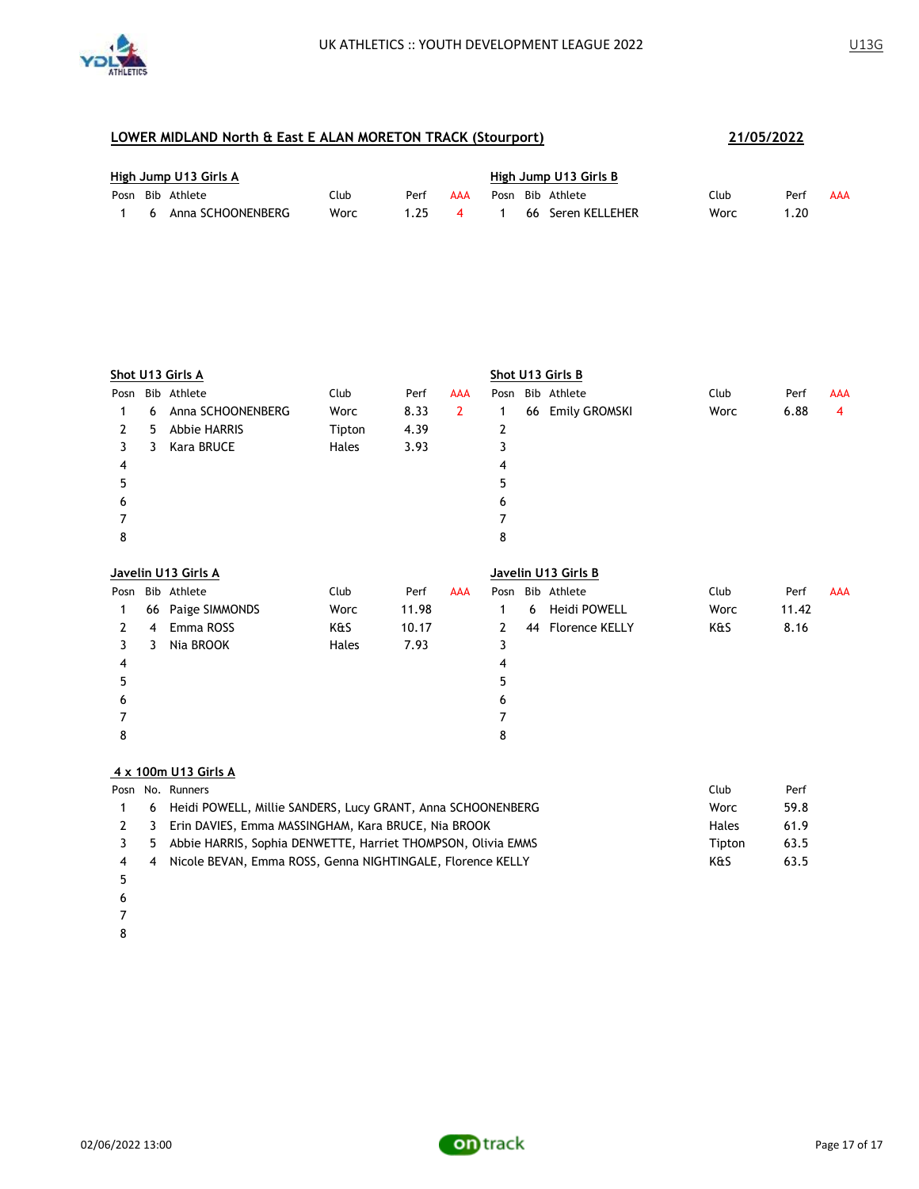UK ATHLETICS :: YOUTH DEVELOPMENT LEAGUE 2022

U13G

## LOWER MIDLAND North & East E ALAN MORETON TRACK (Stourport)

21/05/2022

### High Jump U13 Girls A

| Posn | Bib | Athlete | Club | Perf | AAA |
|---|---|---|---|---|---|
| 1 | 6 | Anna SCHOONENBERG | Worc | 1.25 | 4 |

### High Jump U13 Girls B

| Posn | Bib | Athlete | Club | Perf | AAA |
|---|---|---|---|---|---|
| 1 | 66 | Seren KELLEHER | Worc | 1.20 | |

### Shot U13 Girls A

| Posn | Bib | Athlete | Club | Perf | AAA |
|---|---|---|---|---|---|
| 1 | 6 | Anna SCHOONENBERG | Worc | 8.33 | 2 |
| 2 | 5 | Abbie HARRIS | Tipton | 4.39 | |
| 3 | 3 | Kara BRUCE | Hales | 3.93 | |
| 4 | | | | | |
| 5 | | | | | |
| 6 | | | | | |
| 7 | | | | | |
| 8 | | | | | |

### Shot U13 Girls B

| Posn | Bib | Athlete | Club | Perf | AAA |
|---|---|---|---|---|---|
| 1 | 66 | Emily GROMSKI | Worc | 6.88 | 4 |
| 2 | | | | | |
| 3 | | | | | |
| 4 | | | | | |
| 5 | | | | | |
| 6 | | | | | |
| 7 | | | | | |
| 8 | | | | | |

### Javelin U13 Girls A

| Posn | Bib | Athlete | Club | Perf | AAA |
|---|---|---|---|---|---|
| 1 | 66 | Paige SIMMONDS | Worc | 11.98 | |
| 2 | 4 | Emma ROSS | K&S | 10.17 | |
| 3 | 3 | Nia BROOK | Hales | 7.93 | |
| 4 | | | | | |
| 5 | | | | | |
| 6 | | | | | |
| 7 | | | | | |
| 8 | | | | | |

### Javelin U13 Girls B

| Posn | Bib | Athlete | Club | Perf | AAA |
|---|---|---|---|---|---|
| 1 | 6 | Heidi POWELL | Worc | 11.42 | |
| 2 | 44 | Florence KELLY | K&S | 8.16 | |
| 3 | | | | | |
| 4 | | | | | |
| 5 | | | | | |
| 6 | | | | | |
| 7 | | | | | |
| 8 | | | | | |

### 4 x 100m U13 Girls A

| Posn | No. | Runners | Club | Perf |
|---|---|---|---|---|
| 1 | 6 | Heidi POWELL, Millie SANDERS, Lucy GRANT, Anna SCHOONENBERG | Worc | 59.8 |
| 2 | 3 | Erin DAVIES, Emma MASSINGHAM, Kara BRUCE, Nia BROOK | Hales | 61.9 |
| 3 | 5 | Abbie HARRIS, Sophia DENWETTE, Harriet THOMPSON, Olivia EMMS | Tipton | 63.5 |
| 4 | 4 | Nicole BEVAN, Emma ROSS, Genna NIGHTINGALE, Florence KELLY | K&S | 63.5 |
| 5 | | | | |
| 6 | | | | |
| 7 | | | | |
| 8 | | | | |

02/06/2022 13:00